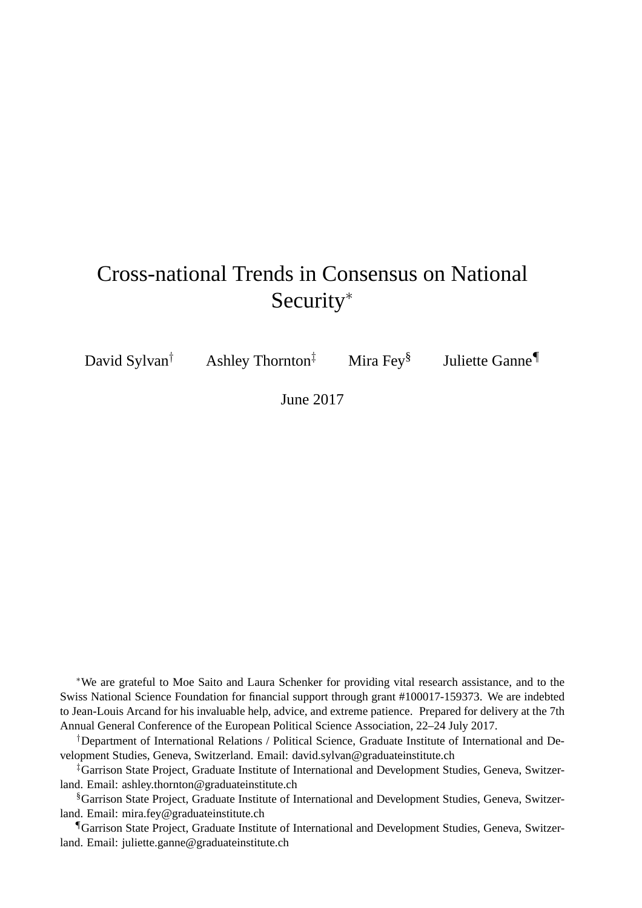# Cross-national Trends in Consensus on National Security[*]

David Sylvan[†] Ashley Thornton[‡] Mira Fey[§] Juliette Ganne[¶]

June 2017

[*]We are grateful to Moe Saito and Laura Schenker for providing vital research assistance, and to the Swiss National Science Foundation for financial support through grant #100017-159373. We are indebted to Jean-Louis Arcand for his invaluable help, advice, and extreme patience. Prepared for delivery at the 7th Annual General Conference of the European Political Science Association, 22–24 July 2017.

[†]Department of International Relations / Political Science, Graduate Institute of International and Development Studies, Geneva, Switzerland. Email: david.sylvan@graduateinstitute.ch

[‡]Garrison State Project, Graduate Institute of International and Development Studies, Geneva, Switzerland. Email: ashley.thornton@graduateinstitute.ch

[§]Garrison State Project, Graduate Institute of International and Development Studies, Geneva, Switzerland. Email: mira.fey@graduateinstitute.ch

[¶]Garrison State Project, Graduate Institute of International and Development Studies, Geneva, Switzerland. Email: juliette.ganne@graduateinstitute.ch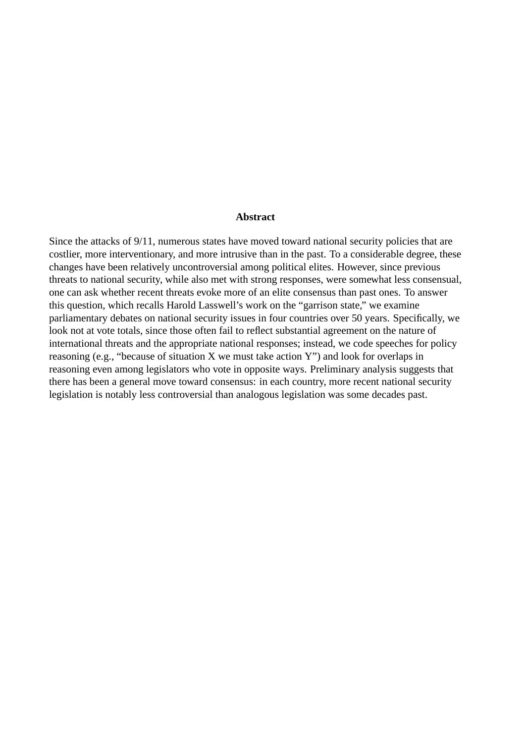## Abstract

Since the attacks of 9/11, numerous states have moved toward national security policies that are costlier, more interventionary, and more intrusive than in the past. To a considerable degree, these changes have been relatively uncontroversial among political elites. However, since previous threats to national security, while also met with strong responses, were somewhat less consensual, one can ask whether recent threats evoke more of an elite consensus than past ones. To answer this question, which recalls Harold Lasswell's work on the "garrison state," we examine parliamentary debates on national security issues in four countries over 50 years. Specifically, we look not at vote totals, since those often fail to reflect substantial agreement on the nature of international threats and the appropriate national responses; instead, we code speeches for policy reasoning (e.g., "because of situation X we must take action Y") and look for overlaps in reasoning even among legislators who vote in opposite ways. Preliminary analysis suggests that there has been a general move toward consensus: in each country, more recent national security legislation is notably less controversial than analogous legislation was some decades past.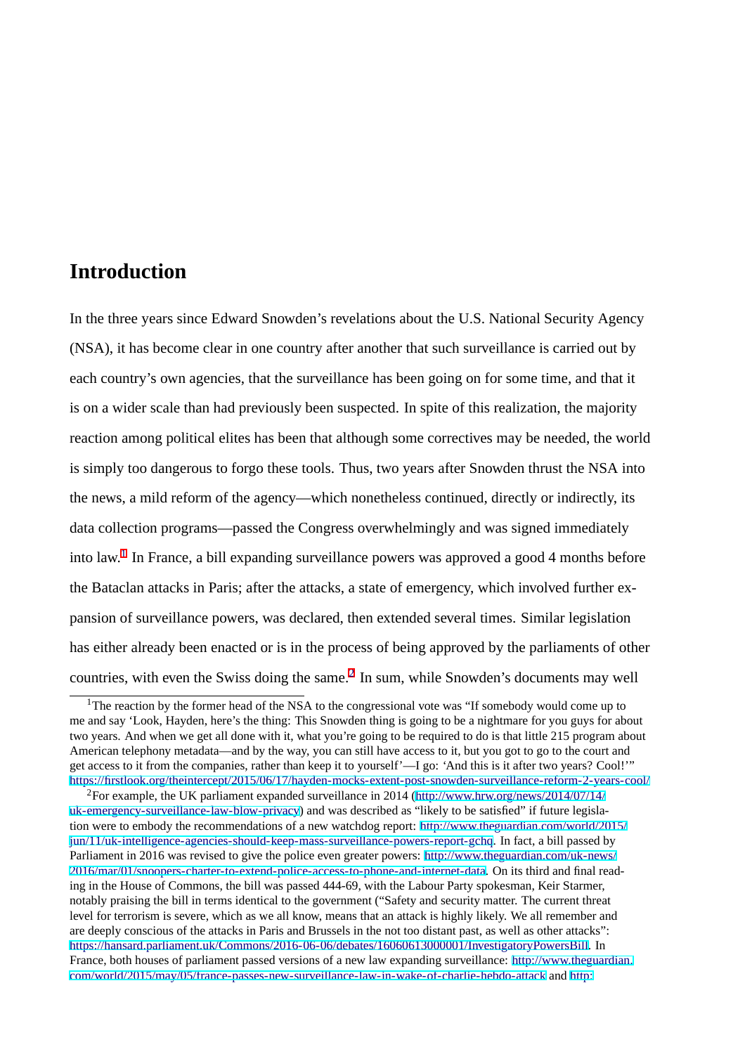# Introduction

In the three years since Edward Snowden's revelations about the U.S. National Security Agency (NSA), it has become clear in one country after another that such surveillance is carried out by each country's own agencies, that the surveillance has been going on for some time, and that it is on a wider scale than had previously been suspected. In spite of this realization, the majority reaction among political elites has been that although some correctives may be needed, the world is simply too dangerous to forgo these tools. Thus, two years after Snowden thrust the NSA into the news, a mild reform of the agency—which nonetheless continued, directly or indirectly, its data collection programs—passed the Congress overwhelmingly and was signed immediately into law.[1] In France, a bill expanding surveillance powers was approved a good 4 months before the Bataclan attacks in Paris; after the attacks, a state of emergency, which involved further expansion of surveillance powers, was declared, then extended several times. Similar legislation has either already been enacted or is in the process of being approved by the parliaments of other countries, with even the Swiss doing the same.[2] In sum, while Snowden's documents may well

[1] The reaction by the former head of the NSA to the congressional vote was "If somebody would come up to me and say 'Look, Hayden, here's the thing: This Snowden thing is going to be a nightmare for you guys for about two years. And when we get all done with it, what you're going to be required to do is that little 215 program about American telephony metadata—and by the way, you can still have access to it, but you got to go to the court and get access to it from the companies, rather than keep it to yourself'—I go: 'And this is it after two years? Cool!'" https://firstlook.org/theintercept/2015/06/17/hayden-mocks-extent-post-snowden-surveillance-reform-2-years-cool/

[2] For example, the UK parliament expanded surveillance in 2014 (http://www.hrw.org/news/2014/07/14/uk-emergency-surveillance-law-blow-privacy) and was described as "likely to be satisfied" if future legislation were to embody the recommendations of a new watchdog report: http://www.theguardian.com/world/2015/jun/11/uk-intelligence-agencies-should-keep-mass-surveillance-powers-report-gchq. In fact, a bill passed by Parliament in 2016 was revised to give the police even greater powers: http://www.theguardian.com/uk-news/2016/mar/01/snoopers-charter-to-extend-police-access-to-phone-and-internet-data. On its third and final reading in the House of Commons, the bill was passed 444-69, with the Labour Party spokesman, Keir Starmer, notably praising the bill in terms identical to the government ("Safety and security matter. The current threat level for terrorism is severe, which as we all know, means that an attack is highly likely. We all remember and are deeply conscious of the attacks in Paris and Brussels in the not too distant past, as well as other attacks": https://hansard.parliament.uk/Commons/2016-06-06/debates/16060613000001/InvestigatoryPowersBill. In France, both houses of parliament passed versions of a new law expanding surveillance: http://www.theguardian.com/world/2015/may/05/france-passes-new-surveillance-law-in-wake-of-charlie-hebdo-attack and http: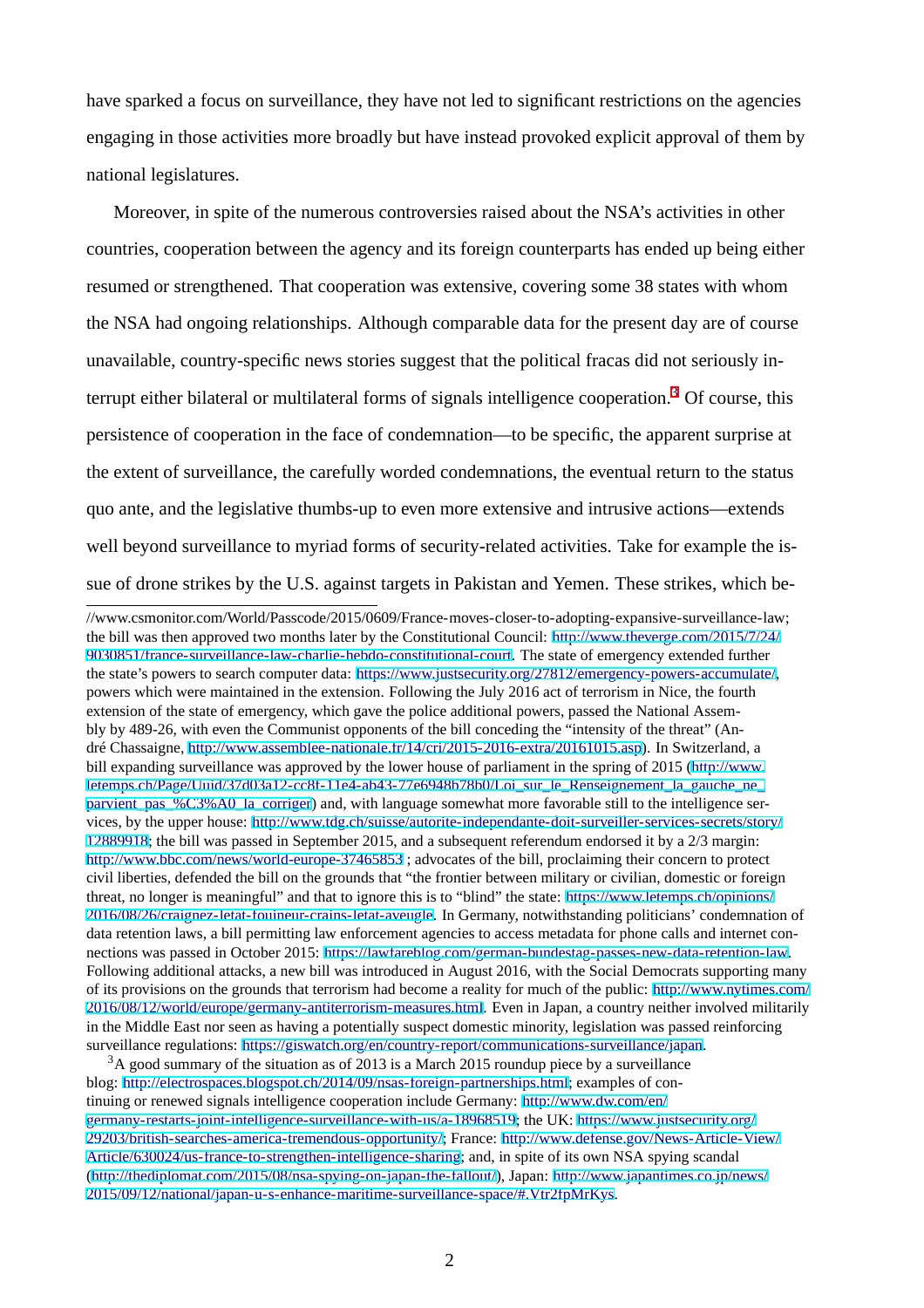have sparked a focus on surveillance, they have not led to significant restrictions on the agencies engaging in those activities more broadly but have instead provoked explicit approval of them by national legislatures.

Moreover, in spite of the numerous controversies raised about the NSA's activities in other countries, cooperation between the agency and its foreign counterparts has ended up being either resumed or strengthened. That cooperation was extensive, covering some 38 states with whom the NSA had ongoing relationships. Although comparable data for the present day are of course unavailable, country-specific news stories suggest that the political fracas did not seriously interrupt either bilateral or multilateral forms of signals intelligence cooperation.[3] Of course, this persistence of cooperation in the face of condemnation—to be specific, the apparent surprise at the extent of surveillance, the carefully worded condemnations, the eventual return to the status quo ante, and the legislative thumbs-up to even more extensive and intrusive actions—extends well beyond surveillance to myriad forms of security-related activities. Take for example the issue of drone strikes by the U.S. against targets in Pakistan and Yemen. These strikes, which be-

---

//www.csmonitor.com/World/Passcode/2015/0609/France-moves-closer-to-adopting-expansive-surveillance-law; the bill was then approved two months later by the Constitutional Council: http://www.theverge.com/2015/7/24/9030851/france-surveillance-law-charlie-hebdo-constitutional-court. The state of emergency extended further the state's powers to search computer data: https://www.justsecurity.org/27812/emergency-powers-accumulate/, powers which were maintained in the extension. Following the July 2016 act of terrorism in Nice, the fourth extension of the state of emergency, which gave the police additional powers, passed the National Assembly by 489-26, with even the Communist opponents of the bill conceding the "intensity of the threat" (André Chassaigne, http://www.assemblee-nationale.fr/14/cri/2015-2016-extra/20161015.asp). In Switzerland, a bill expanding surveillance was approved by the lower house of parliament in the spring of 2015 (http://www.letemps.ch/Page/Uuid/37d03a12-cc8f-11e4-ab43-77e6948b78b0/Loi_sur_le_Renseignement_la_gauche_ne_parvient_pas_%C3%A0_la_corriger) and, with language somewhat more favorable still to the intelligence services, by the upper house: http://www.tdg.ch/suisse/autorite-independante-doit-surveiller-services-secrets/story/12889918; the bill was passed in September 2015, and a subsequent referendum endorsed it by a 2/3 margin: http://www.bbc.com/news/world-europe-37465853 ; advocates of the bill, proclaiming their concern to protect civil liberties, defended the bill on the grounds that "the frontier between military or civilian, domestic or foreign threat, no longer is meaningful" and that to ignore this is to "blind" the state: https://www.letemps.ch/opinions/2016/08/26/craignez-letat-fouineur-crains-letat-aveugle. In Germany, notwithstanding politicians' condemnation of data retention laws, a bill permitting law enforcement agencies to access metadata for phone calls and internet connections was passed in October 2015: https://lawfareblog.com/german-bundestag-passes-new-data-retention-law. Following additional attacks, a new bill was introduced in August 2016, with the Social Democrats supporting many of its provisions on the grounds that terrorism had become a reality for much of the public: http://www.nytimes.com/2016/08/12/world/europe/germany-antiterrorism-measures.html. Even in Japan, a country neither involved militarily in the Middle East nor seen as having a potentially suspect domestic minority, legislation was passed reinforcing surveillance regulations: https://giswatch.org/en/country-report/communications-surveillance/japan.

[3] A good summary of the situation as of 2013 is a March 2015 roundup piece by a surveillance blog: http://electrospaces.blogspot.ch/2014/09/nsas-foreign-partnerships.html; examples of continuing or renewed signals intelligence cooperation include Germany: http://www.dw.com/en/germany-restarts-joint-intelligence-surveillance-with-us/a-18968519; the UK: https://www.justsecurity.org/29203/british-searches-america-tremendous-opportunity/; France: http://www.defense.gov/News-Article-View/Article/630024/us-france-to-strengthen-intelligence-sharing; and, in spite of its own NSA spying scandal (http://thediplomat.com/2015/08/nsa-spying-on-japan-the-fallout/), Japan: http://www.japantimes.co.jp/news/2015/09/12/national/japan-u-s-enhance-maritime-surveillance-space/#.Vtr2fpMrKys.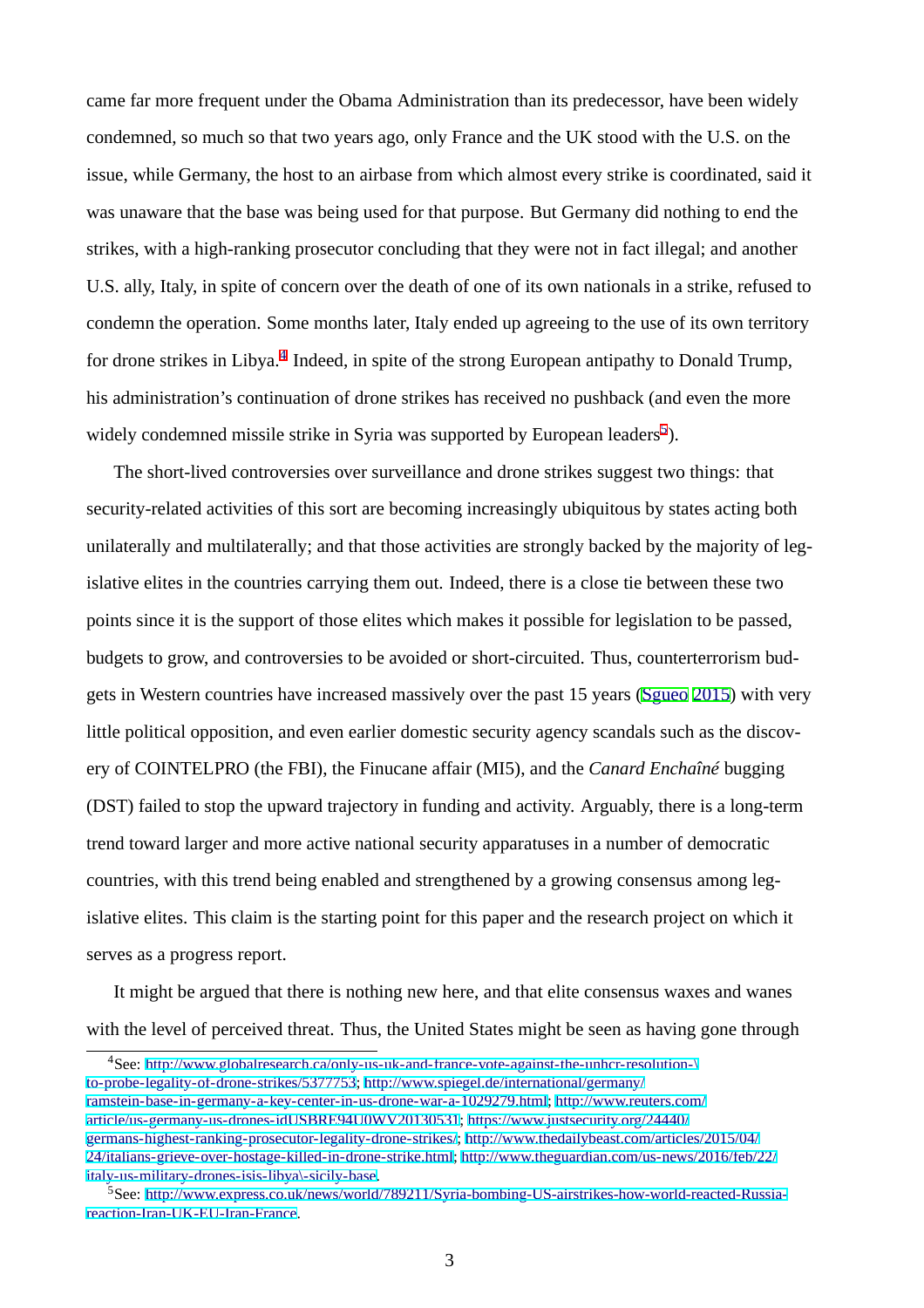came far more frequent under the Obama Administration than its predecessor, have been widely condemned, so much so that two years ago, only France and the UK stood with the U.S. on the issue, while Germany, the host to an airbase from which almost every strike is coordinated, said it was unaware that the base was being used for that purpose. But Germany did nothing to end the strikes, with a high-ranking prosecutor concluding that they were not in fact illegal; and another U.S. ally, Italy, in spite of concern over the death of one of its own nationals in a strike, refused to condemn the operation. Some months later, Italy ended up agreeing to the use of its own territory for drone strikes in Libya.[4] Indeed, in spite of the strong European antipathy to Donald Trump, his administration's continuation of drone strikes has received no pushback (and even the more widely condemned missile strike in Syria was supported by European leaders[5]).

The short-lived controversies over surveillance and drone strikes suggest two things: that security-related activities of this sort are becoming increasingly ubiquitous by states acting both unilaterally and multilaterally; and that those activities are strongly backed by the majority of legislative elites in the countries carrying them out. Indeed, there is a close tie between these two points since it is the support of those elites which makes it possible for legislation to be passed, budgets to grow, and controversies to be avoided or short-circuited. Thus, counterterrorism budgets in Western countries have increased massively over the past 15 years (Sgueo 2015) with very little political opposition, and even earlier domestic security agency scandals such as the discovery of COINTELPRO (the FBI), the Finucane affair (MI5), and the *Canard Enchaîné* bugging (DST) failed to stop the upward trajectory in funding and activity. Arguably, there is a long-term trend toward larger and more active national security apparatuses in a number of democratic countries, with this trend being enabled and strengthened by a growing consensus among legislative elites. This claim is the starting point for this paper and the research project on which it serves as a progress report.

It might be argued that there is nothing new here, and that elite consensus waxes and wanes with the level of perceived threat. Thus, the United States might be seen as having gone through

---

[4] See: http://www.globalresearch.ca/only-us-uk-and-france-vote-against-the-unhcr-resolution-\to-probe-legality-of-drone-strikes/5377753; http://www.spiegel.de/international/germany/ramstein-base-in-germany-a-key-center-in-us-drone-war-a-1029279.html; http://www.reuters.com/article/us-germany-us-drones-idUSBRE94U0WY20130531; https://www.justsecurity.org/24440/germans-highest-ranking-prosecutor-legality-drone-strikes/; http://www.thedailybeast.com/articles/2015/04/24/italians-grieve-over-hostage-killed-in-drone-strike.html; http://www.theguardian.com/us-news/2016/feb/22/italy-us-military-drones-isis-libya\-sicily-base.

[5] See: http://www.express.co.uk/news/world/789211/Syria-bombing-US-airstrikes-how-world-reacted-Russia-reaction-Iran-UK-EU-Iran-France.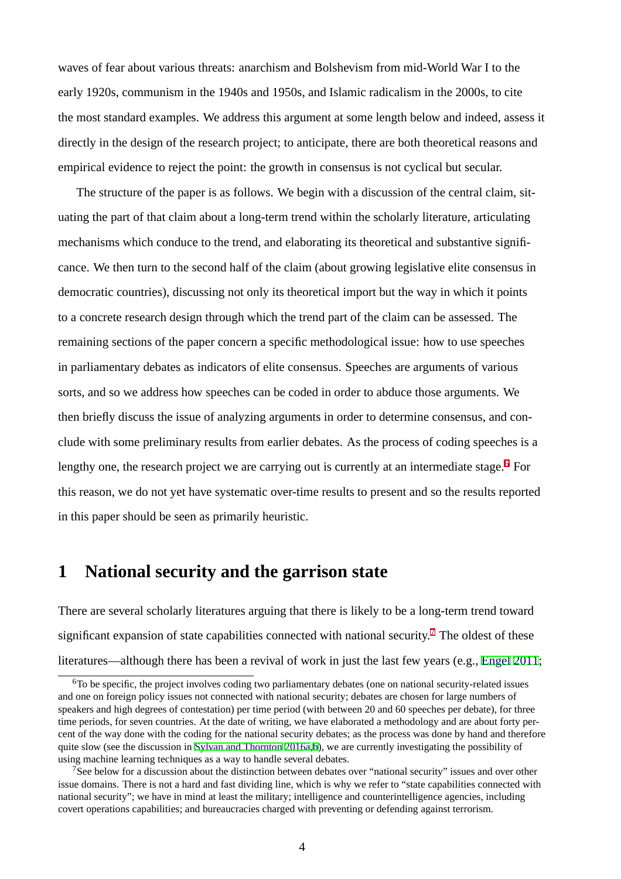waves of fear about various threats: anarchism and Bolshevism from mid-World War I to the early 1920s, communism in the 1940s and 1950s, and Islamic radicalism in the 2000s, to cite the most standard examples. We address this argument at some length below and indeed, assess it directly in the design of the research project; to anticipate, there are both theoretical reasons and empirical evidence to reject the point: the growth in consensus is not cyclical but secular.

The structure of the paper is as follows. We begin with a discussion of the central claim, situating the part of that claim about a long-term trend within the scholarly literature, articulating mechanisms which conduce to the trend, and elaborating its theoretical and substantive significance. We then turn to the second half of the claim (about growing legislative elite consensus in democratic countries), discussing not only its theoretical import but the way in which it points to a concrete research design through which the trend part of the claim can be assessed. The remaining sections of the paper concern a specific methodological issue: how to use speeches in parliamentary debates as indicators of elite consensus. Speeches are arguments of various sorts, and so we address how speeches can be coded in order to abduce those arguments. We then briefly discuss the issue of analyzing arguments in order to determine consensus, and conclude with some preliminary results from earlier debates. As the process of coding speeches is a lengthy one, the research project we are carrying out is currently at an intermediate stage.[6] For this reason, we do not yet have systematic over-time results to present and so the results reported in this paper should be seen as primarily heuristic.

## 1 National security and the garrison state

There are several scholarly literatures arguing that there is likely to be a long-term trend toward significant expansion of state capabilities connected with national security.[7] The oldest of these literatures—although there has been a revival of work in just the last few years (e.g., Engel 2011;

[6]To be specific, the project involves coding two parliamentary debates (one on national security-related issues and one on foreign policy issues not connected with national security; debates are chosen for large numbers of speakers and high degrees of contestation) per time period (with between 20 and 60 speeches per debate), for three time periods, for seven countries. At the date of writing, we have elaborated a methodology and are about forty percent of the way done with the coding for the national security debates; as the process was done by hand and therefore quite slow (see the discussion in Sylvan and Thornton 2016a,b), we are currently investigating the possibility of using machine learning techniques as a way to handle several debates.

[7]See below for a discussion about the distinction between debates over "national security" issues and over other issue domains. There is not a hard and fast dividing line, which is why we refer to "state capabilities connected with national security"; we have in mind at least the military; intelligence and counterintelligence agencies, including covert operations capabilities; and bureaucracies charged with preventing or defending against terrorism.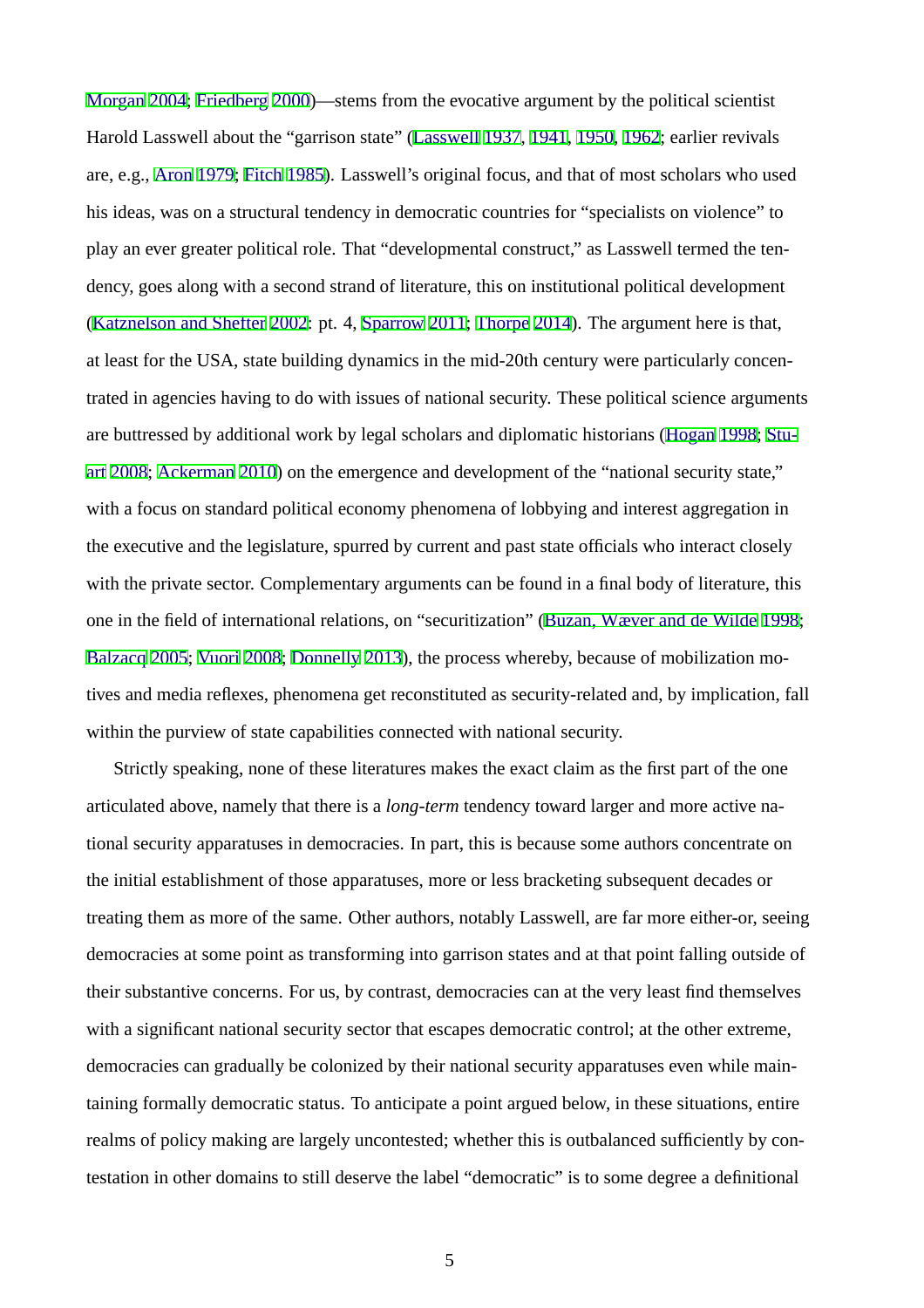Morgan 2004; Friedberg 2000)—stems from the evocative argument by the political scientist Harold Lasswell about the "garrison state" (Lasswell 1937, 1941, 1950, 1962; earlier revivals are, e.g., Aron 1979; Fitch 1985). Lasswell's original focus, and that of most scholars who used his ideas, was on a structural tendency in democratic countries for "specialists on violence" to play an ever greater political role. That "developmental construct," as Lasswell termed the tendency, goes along with a second strand of literature, this on institutional political development (Katznelson and Shefter 2002: pt. 4, Sparrow 2011; Thorpe 2014). The argument here is that, at least for the USA, state building dynamics in the mid-20th century were particularly concentrated in agencies having to do with issues of national security. These political science arguments are buttressed by additional work by legal scholars and diplomatic historians (Hogan 1998; Stuart 2008; Ackerman 2010) on the emergence and development of the "national security state," with a focus on standard political economy phenomena of lobbying and interest aggregation in the executive and the legislature, spurred by current and past state officials who interact closely with the private sector. Complementary arguments can be found in a final body of literature, this one in the field of international relations, on "securitization" (Buzan, Wæver and de Wilde 1998; Balzacq 2005; Vuori 2008; Donnelly 2013), the process whereby, because of mobilization motives and media reflexes, phenomena get reconstituted as security-related and, by implication, fall within the purview of state capabilities connected with national security.

Strictly speaking, none of these literatures makes the exact claim as the first part of the one articulated above, namely that there is a *long-term* tendency toward larger and more active national security apparatuses in democracies. In part, this is because some authors concentrate on the initial establishment of those apparatuses, more or less bracketing subsequent decades or treating them as more of the same. Other authors, notably Lasswell, are far more either-or, seeing democracies at some point as transforming into garrison states and at that point falling outside of their substantive concerns. For us, by contrast, democracies can at the very least find themselves with a significant national security sector that escapes democratic control; at the other extreme, democracies can gradually be colonized by their national security apparatuses even while maintaining formally democratic status. To anticipate a point argued below, in these situations, entire realms of policy making are largely uncontested; whether this is outbalanced sufficiently by contestation in other domains to still deserve the label "democratic" is to some degree a definitional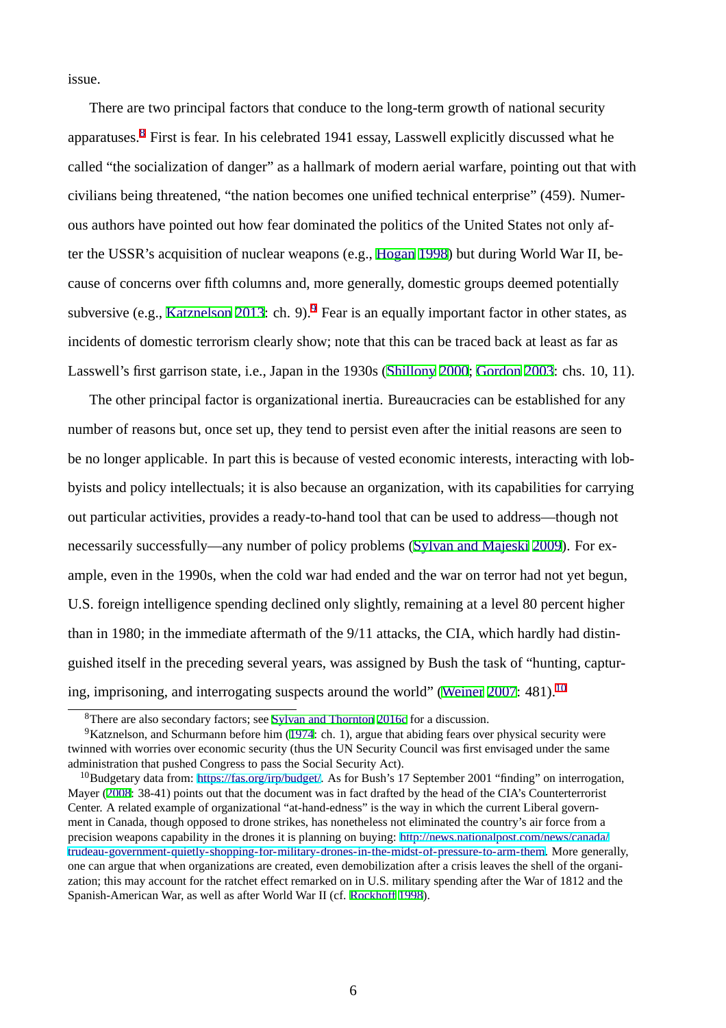issue.

There are two principal factors that conduce to the long-term growth of national security apparatuses.[8] First is fear. In his celebrated 1941 essay, Lasswell explicitly discussed what he called "the socialization of danger" as a hallmark of modern aerial warfare, pointing out that with civilians being threatened, "the nation becomes one unified technical enterprise" (459). Numerous authors have pointed out how fear dominated the politics of the United States not only after the USSR's acquisition of nuclear weapons (e.g., Hogan 1998) but during World War II, because of concerns over fifth columns and, more generally, domestic groups deemed potentially subversive (e.g., Katznelson 2013: ch. 9).[9] Fear is an equally important factor in other states, as incidents of domestic terrorism clearly show; note that this can be traced back at least as far as Lasswell's first garrison state, i.e., Japan in the 1930s (Shillony 2000; Gordon 2003: chs. 10, 11).

The other principal factor is organizational inertia. Bureaucracies can be established for any number of reasons but, once set up, they tend to persist even after the initial reasons are seen to be no longer applicable. In part this is because of vested economic interests, interacting with lobbyists and policy intellectuals; it is also because an organization, with its capabilities for carrying out particular activities, provides a ready-to-hand tool that can be used to address—though not necessarily successfully—any number of policy problems (Sylvan and Majeski 2009). For example, even in the 1990s, when the cold war had ended and the war on terror had not yet begun, U.S. foreign intelligence spending declined only slightly, remaining at a level 80 percent higher than in 1980; in the immediate aftermath of the 9/11 attacks, the CIA, which hardly had distinguished itself in the preceding several years, was assigned by Bush the task of "hunting, capturing, imprisoning, and interrogating suspects around the world" (Weiner 2007: 481).[10]

---

[8] There are also secondary factors; see Sylvan and Thornton 2016c for a discussion.

[9] Katznelson, and Schurmann before him (1974: ch. 1), argue that abiding fears over physical security were twinned with worries over economic security (thus the UN Security Council was first envisaged under the same administration that pushed Congress to pass the Social Security Act).

[10] Budgetary data from: https://fas.org/irp/budget/. As for Bush's 17 September 2001 "finding" on interrogation, Mayer (2008: 38-41) points out that the document was in fact drafted by the head of the CIA's Counterterrorist Center. A related example of organizational "at-hand-edness" is the way in which the current Liberal government in Canada, though opposed to drone strikes, has nonetheless not eliminated the country's air force from a precision weapons capability in the drones it is planning on buying: http://news.nationalpost.com/news/canada/trudeau-government-quietly-shopping-for-military-drones-in-the-midst-of-pressure-to-arm-them. More generally, one can argue that when organizations are created, even demobilization after a crisis leaves the shell of the organization; this may account for the ratchet effect remarked on in U.S. military spending after the War of 1812 and the Spanish-American War, as well as after World War II (cf. Rockhoff 1998).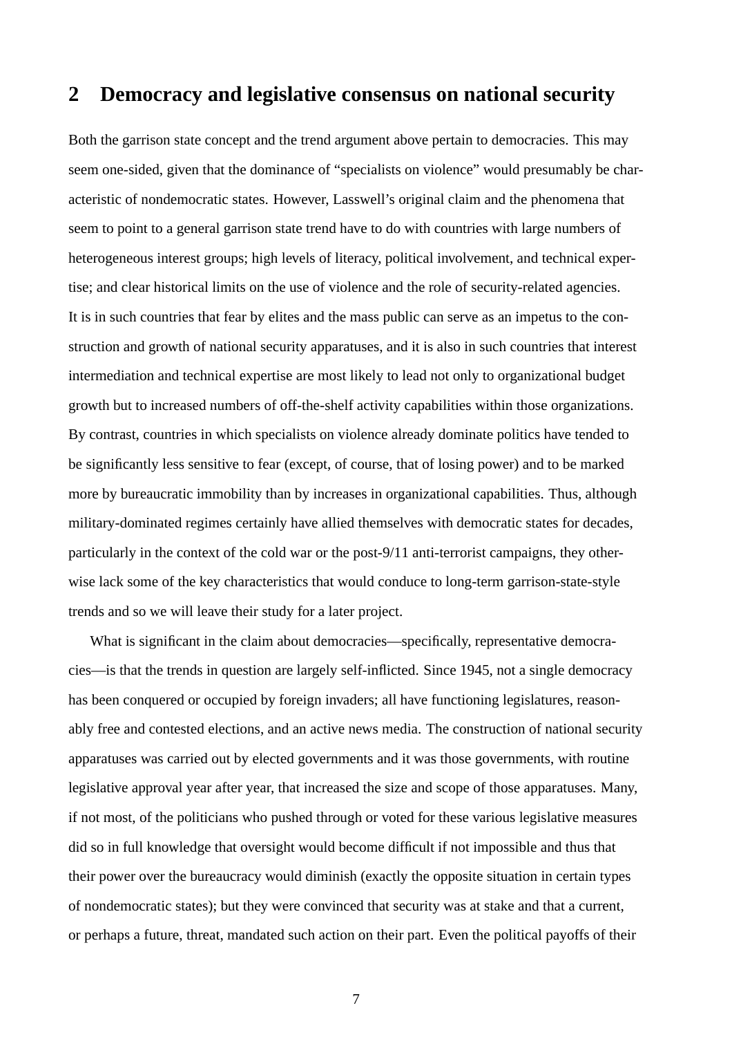## 2 Democracy and legislative consensus on national security

Both the garrison state concept and the trend argument above pertain to democracies. This may seem one-sided, given that the dominance of "specialists on violence" would presumably be characteristic of nondemocratic states. However, Lasswell's original claim and the phenomena that seem to point to a general garrison state trend have to do with countries with large numbers of heterogeneous interest groups; high levels of literacy, political involvement, and technical expertise; and clear historical limits on the use of violence and the role of security-related agencies. It is in such countries that fear by elites and the mass public can serve as an impetus to the construction and growth of national security apparatuses, and it is also in such countries that interest intermediation and technical expertise are most likely to lead not only to organizational budget growth but to increased numbers of off-the-shelf activity capabilities within those organizations. By contrast, countries in which specialists on violence already dominate politics have tended to be significantly less sensitive to fear (except, of course, that of losing power) and to be marked more by bureaucratic immobility than by increases in organizational capabilities. Thus, although military-dominated regimes certainly have allied themselves with democratic states for decades, particularly in the context of the cold war or the post-9/11 anti-terrorist campaigns, they otherwise lack some of the key characteristics that would conduce to long-term garrison-state-style trends and so we will leave their study for a later project.

What is significant in the claim about democracies—specifically, representative democracies—is that the trends in question are largely self-inflicted. Since 1945, not a single democracy has been conquered or occupied by foreign invaders; all have functioning legislatures, reasonably free and contested elections, and an active news media. The construction of national security apparatuses was carried out by elected governments and it was those governments, with routine legislative approval year after year, that increased the size and scope of those apparatuses. Many, if not most, of the politicians who pushed through or voted for these various legislative measures did so in full knowledge that oversight would become difficult if not impossible and thus that their power over the bureaucracy would diminish (exactly the opposite situation in certain types of nondemocratic states); but they were convinced that security was at stake and that a current, or perhaps a future, threat, mandated such action on their part. Even the political payoffs of their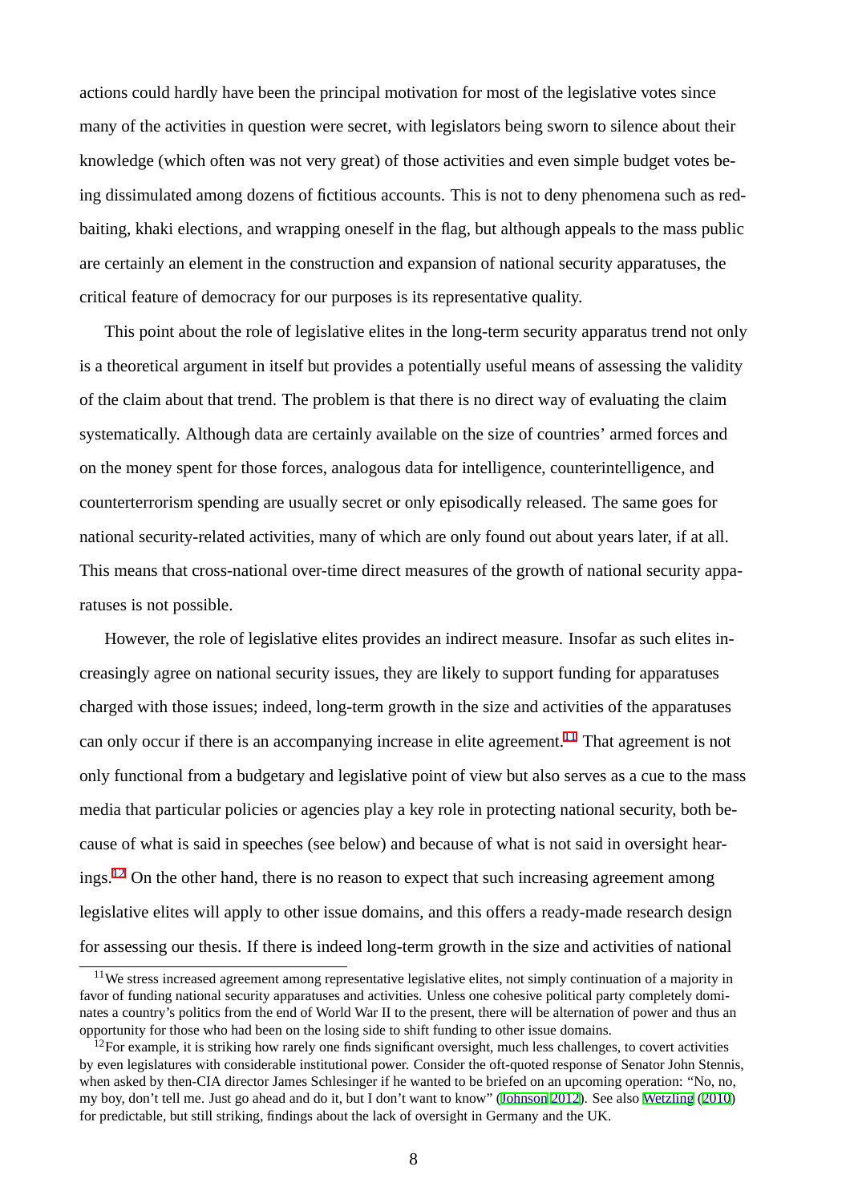actions could hardly have been the principal motivation for most of the legislative votes since many of the activities in question were secret, with legislators being sworn to silence about their knowledge (which often was not very great) of those activities and even simple budget votes being dissimulated among dozens of fictitious accounts. This is not to deny phenomena such as red-baiting, khaki elections, and wrapping oneself in the flag, but although appeals to the mass public are certainly an element in the construction and expansion of national security apparatuses, the critical feature of democracy for our purposes is its representative quality.

This point about the role of legislative elites in the long-term security apparatus trend not only is a theoretical argument in itself but provides a potentially useful means of assessing the validity of the claim about that trend. The problem is that there is no direct way of evaluating the claim systematically. Although data are certainly available on the size of countries' armed forces and on the money spent for those forces, analogous data for intelligence, counterintelligence, and counterterrorism spending are usually secret or only episodically released. The same goes for national security-related activities, many of which are only found out about years later, if at all. This means that cross-national over-time direct measures of the growth of national security apparatuses is not possible.

However, the role of legislative elites provides an indirect measure. Insofar as such elites increasingly agree on national security issues, they are likely to support funding for apparatuses charged with those issues; indeed, long-term growth in the size and activities of the apparatuses can only occur if there is an accompanying increase in elite agreement.[11] That agreement is not only functional from a budgetary and legislative point of view but also serves as a cue to the mass media that particular policies or agencies play a key role in protecting national security, both because of what is said in speeches (see below) and because of what is not said in oversight hearings.[12] On the other hand, there is no reason to expect that such increasing agreement among legislative elites will apply to other issue domains, and this offers a ready-made research design for assessing our thesis. If there is indeed long-term growth in the size and activities of national

[11] We stress increased agreement among representative legislative elites, not simply continuation of a majority in favor of funding national security apparatuses and activities. Unless one cohesive political party completely dominates a country's politics from the end of World War II to the present, there will be alternation of power and thus an opportunity for those who had been on the losing side to shift funding to other issue domains.

[12] For example, it is striking how rarely one finds significant oversight, much less challenges, to covert activities by even legislatures with considerable institutional power. Consider the oft-quoted response of Senator John Stennis, when asked by then-CIA director James Schlesinger if he wanted to be briefed on an upcoming operation: "No, no, my boy, don't tell me. Just go ahead and do it, but I don't want to know" (Johnson 2012). See also Wetzling (2010) for predictable, but still striking, findings about the lack of oversight in Germany and the UK.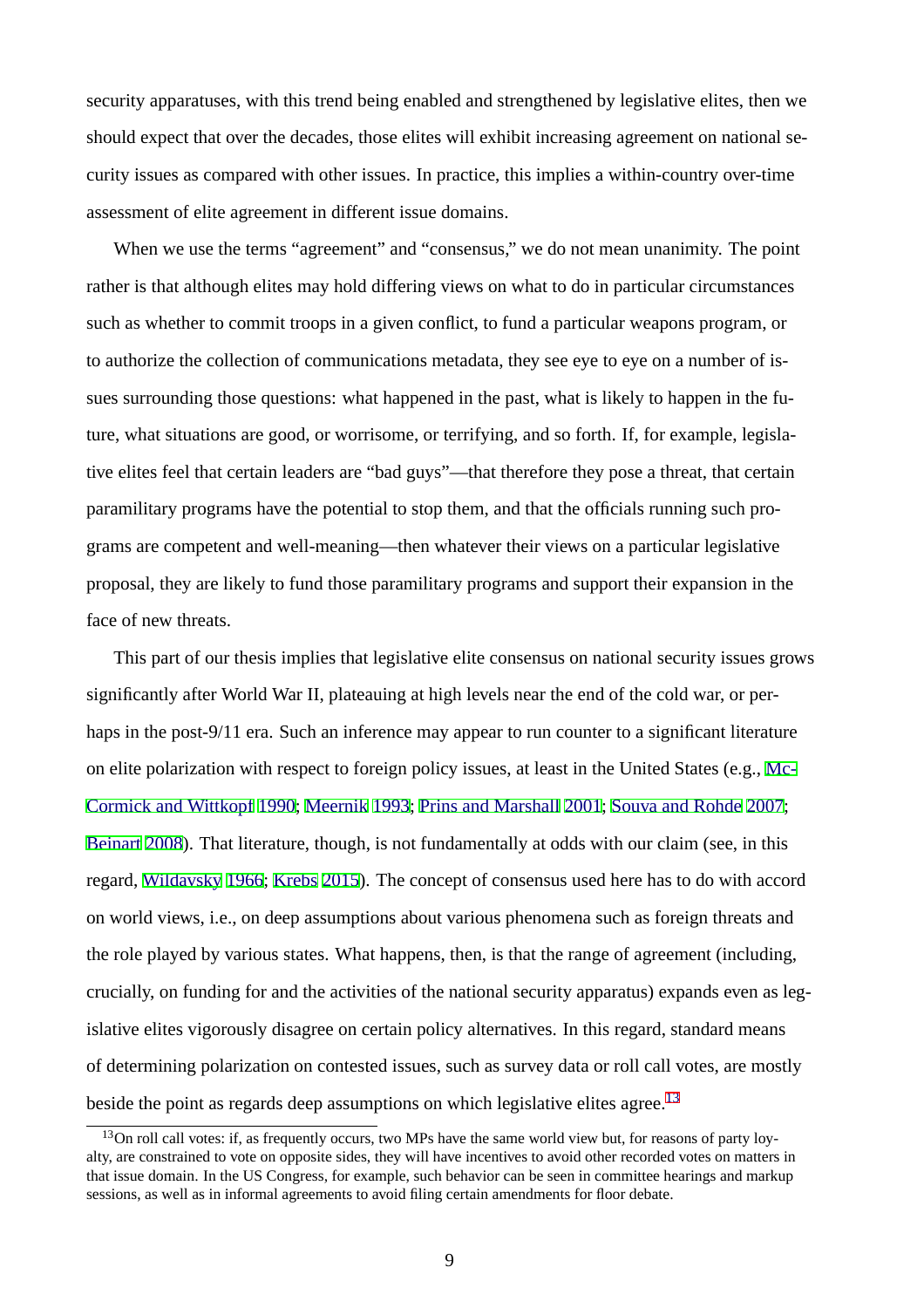security apparatuses, with this trend being enabled and strengthened by legislative elites, then we should expect that over the decades, those elites will exhibit increasing agreement on national security issues as compared with other issues. In practice, this implies a within-country over-time assessment of elite agreement in different issue domains.

When we use the terms "agreement" and "consensus," we do not mean unanimity. The point rather is that although elites may hold differing views on what to do in particular circumstances such as whether to commit troops in a given conflict, to fund a particular weapons program, or to authorize the collection of communications metadata, they see eye to eye on a number of issues surrounding those questions: what happened in the past, what is likely to happen in the future, what situations are good, or worrisome, or terrifying, and so forth. If, for example, legislative elites feel that certain leaders are "bad guys"—that therefore they pose a threat, that certain paramilitary programs have the potential to stop them, and that the officials running such programs are competent and well-meaning—then whatever their views on a particular legislative proposal, they are likely to fund those paramilitary programs and support their expansion in the face of new threats.

This part of our thesis implies that legislative elite consensus on national security issues grows significantly after World War II, plateauing at high levels near the end of the cold war, or perhaps in the post-9/11 era. Such an inference may appear to run counter to a significant literature on elite polarization with respect to foreign policy issues, at least in the United States (e.g., McCormick and Wittkopf 1990; Meernik 1993; Prins and Marshall 2001; Souva and Rohde 2007; Beinart 2008). That literature, though, is not fundamentally at odds with our claim (see, in this regard, Wildavsky 1966; Krebs 2015). The concept of consensus used here has to do with accord on world views, i.e., on deep assumptions about various phenomena such as foreign threats and the role played by various states. What happens, then, is that the range of agreement (including, crucially, on funding for and the activities of the national security apparatus) expands even as legislative elites vigorously disagree on certain policy alternatives. In this regard, standard means of determining polarization on contested issues, such as survey data or roll call votes, are mostly beside the point as regards deep assumptions on which legislative elites agree.[13]

[13] On roll call votes: if, as frequently occurs, two MPs have the same world view but, for reasons of party loyalty, are constrained to vote on opposite sides, they will have incentives to avoid other recorded votes on matters in that issue domain. In the US Congress, for example, such behavior can be seen in committee hearings and markup sessions, as well as in informal agreements to avoid filing certain amendments for floor debate.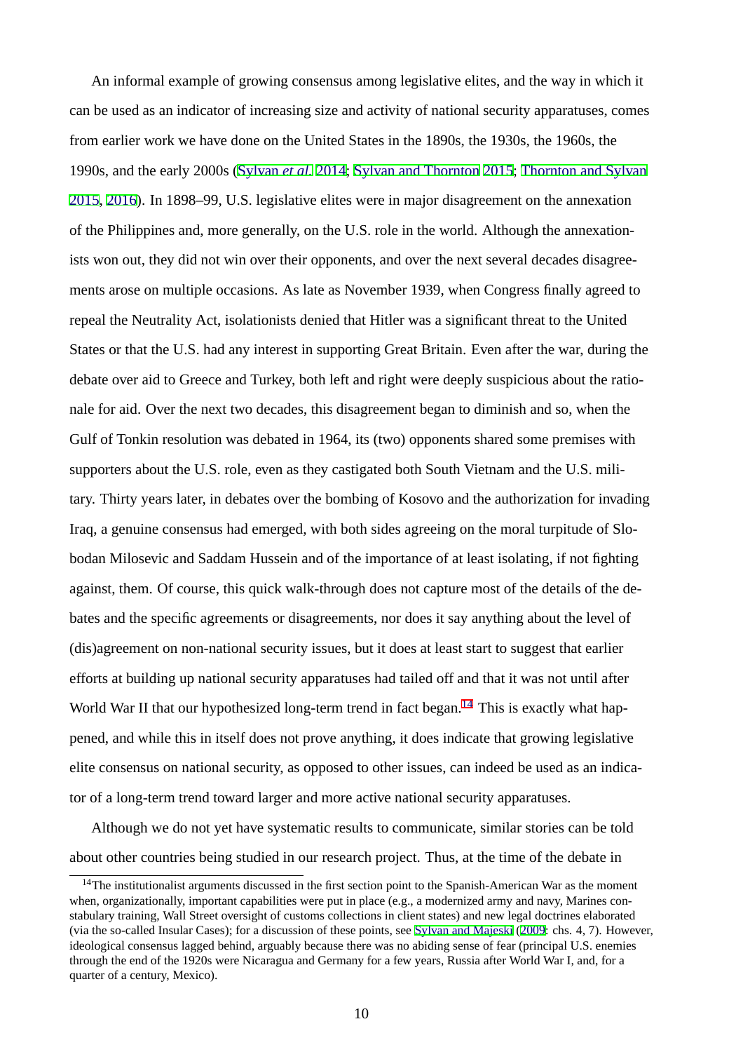An informal example of growing consensus among legislative elites, and the way in which it can be used as an indicator of increasing size and activity of national security apparatuses, comes from earlier work we have done on the United States in the 1890s, the 1930s, the 1960s, the 1990s, and the early 2000s (Sylvan *et al.* 2014; Sylvan and Thornton 2015; Thornton and Sylvan 2015, 2016). In 1898–99, U.S. legislative elites were in major disagreement on the annexation of the Philippines and, more generally, on the U.S. role in the world. Although the annexationists won out, they did not win over their opponents, and over the next several decades disagreements arose on multiple occasions. As late as November 1939, when Congress finally agreed to repeal the Neutrality Act, isolationists denied that Hitler was a significant threat to the United States or that the U.S. had any interest in supporting Great Britain. Even after the war, during the debate over aid to Greece and Turkey, both left and right were deeply suspicious about the rationale for aid. Over the next two decades, this disagreement began to diminish and so, when the Gulf of Tonkin resolution was debated in 1964, its (two) opponents shared some premises with supporters about the U.S. role, even as they castigated both South Vietnam and the U.S. military. Thirty years later, in debates over the bombing of Kosovo and the authorization for invading Iraq, a genuine consensus had emerged, with both sides agreeing on the moral turpitude of Slobodan Milosevic and Saddam Hussein and of the importance of at least isolating, if not fighting against, them. Of course, this quick walk-through does not capture most of the details of the debates and the specific agreements or disagreements, nor does it say anything about the level of (dis)agreement on non-national security issues, but it does at least start to suggest that earlier efforts at building up national security apparatuses had tailed off and that it was not until after World War II that our hypothesized long-term trend in fact began.[14] This is exactly what happened, and while this in itself does not prove anything, it does indicate that growing legislative elite consensus on national security, as opposed to other issues, can indeed be used as an indicator of a long-term trend toward larger and more active national security apparatuses.

Although we do not yet have systematic results to communicate, similar stories can be told about other countries being studied in our research project. Thus, at the time of the debate in

[14]The institutionalist arguments discussed in the first section point to the Spanish-American War as the moment when, organizationally, important capabilities were put in place (e.g., a modernized army and navy, Marines constabulary training, Wall Street oversight of customs collections in client states) and new legal doctrines elaborated (via the so-called Insular Cases); for a discussion of these points, see Sylvan and Majeski (2009: chs. 4, 7). However, ideological consensus lagged behind, arguably because there was no abiding sense of fear (principal U.S. enemies through the end of the 1920s were Nicaragua and Germany for a few years, Russia after World War I, and, for a quarter of a century, Mexico).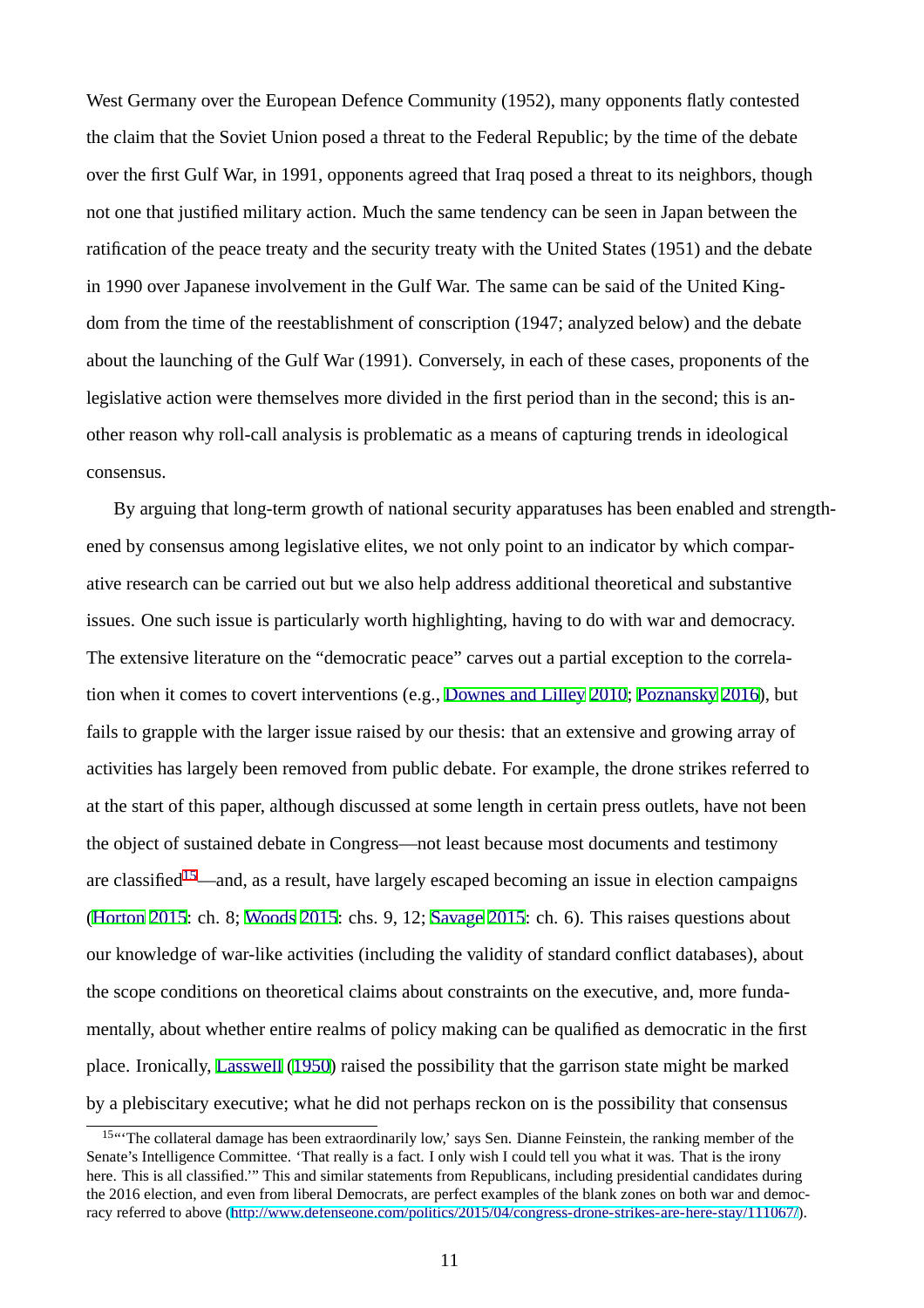West Germany over the European Defence Community (1952), many opponents flatly contested the claim that the Soviet Union posed a threat to the Federal Republic; by the time of the debate over the first Gulf War, in 1991, opponents agreed that Iraq posed a threat to its neighbors, though not one that justified military action. Much the same tendency can be seen in Japan between the ratification of the peace treaty and the security treaty with the United States (1951) and the debate in 1990 over Japanese involvement in the Gulf War. The same can be said of the United Kingdom from the time of the reestablishment of conscription (1947; analyzed below) and the debate about the launching of the Gulf War (1991). Conversely, in each of these cases, proponents of the legislative action were themselves more divided in the first period than in the second; this is another reason why roll-call analysis is problematic as a means of capturing trends in ideological consensus.

By arguing that long-term growth of national security apparatuses has been enabled and strengthened by consensus among legislative elites, we not only point to an indicator by which comparative research can be carried out but we also help address additional theoretical and substantive issues. One such issue is particularly worth highlighting, having to do with war and democracy. The extensive literature on the "democratic peace" carves out a partial exception to the correlation when it comes to covert interventions (e.g., Downes and Lilley 2010; Poznansky 2016), but fails to grapple with the larger issue raised by our thesis: that an extensive and growing array of activities has largely been removed from public debate. For example, the drone strikes referred to at the start of this paper, although discussed at some length in certain press outlets, have not been the object of sustained debate in Congress—not least because most documents and testimony are classified[15]—and, as a result, have largely escaped becoming an issue in election campaigns (Horton 2015: ch. 8; Woods 2015: chs. 9, 12; Savage 2015: ch. 6). This raises questions about our knowledge of war-like activities (including the validity of standard conflict databases), about the scope conditions on theoretical claims about constraints on the executive, and, more fundamentally, about whether entire realms of policy making can be qualified as democratic in the first place. Ironically, Lasswell (1950) raised the possibility that the garrison state might be marked by a plebiscitary executive; what he did not perhaps reckon on is the possibility that consensus

[15] "'The collateral damage has been extraordinarily low,' says Sen. Dianne Feinstein, the ranking member of the Senate's Intelligence Committee. 'That really is a fact. I only wish I could tell you what it was. That is the irony here. This is all classified.'" This and similar statements from Republicans, including presidential candidates during the 2016 election, and even from liberal Democrats, are perfect examples of the blank zones on both war and democracy referred to above (http://www.defenseone.com/politics/2015/04/congress-drone-strikes-are-here-stay/111067/).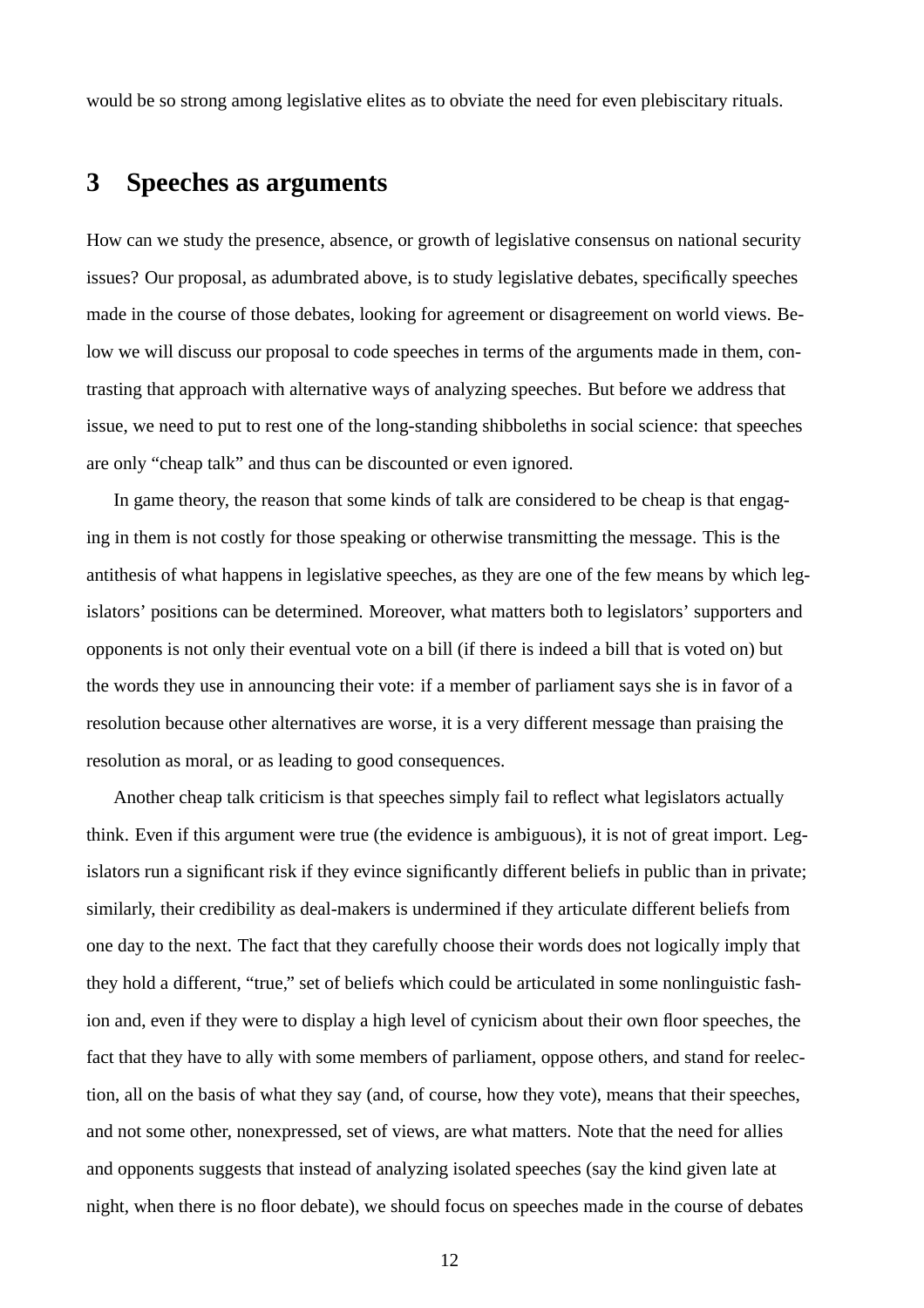would be so strong among legislative elites as to obviate the need for even plebiscitary rituals.

## 3 Speeches as arguments

How can we study the presence, absence, or growth of legislative consensus on national security issues? Our proposal, as adumbrated above, is to study legislative debates, specifically speeches made in the course of those debates, looking for agreement or disagreement on world views. Below we will discuss our proposal to code speeches in terms of the arguments made in them, contrasting that approach with alternative ways of analyzing speeches. But before we address that issue, we need to put to rest one of the long-standing shibboleths in social science: that speeches are only "cheap talk" and thus can be discounted or even ignored.

In game theory, the reason that some kinds of talk are considered to be cheap is that engaging in them is not costly for those speaking or otherwise transmitting the message. This is the antithesis of what happens in legislative speeches, as they are one of the few means by which legislators' positions can be determined. Moreover, what matters both to legislators' supporters and opponents is not only their eventual vote on a bill (if there is indeed a bill that is voted on) but the words they use in announcing their vote: if a member of parliament says she is in favor of a resolution because other alternatives are worse, it is a very different message than praising the resolution as moral, or as leading to good consequences.

Another cheap talk criticism is that speeches simply fail to reflect what legislators actually think. Even if this argument were true (the evidence is ambiguous), it is not of great import. Legislators run a significant risk if they evince significantly different beliefs in public than in private; similarly, their credibility as deal-makers is undermined if they articulate different beliefs from one day to the next. The fact that they carefully choose their words does not logically imply that they hold a different, "true," set of beliefs which could be articulated in some nonlinguistic fashion and, even if they were to display a high level of cynicism about their own floor speeches, the fact that they have to ally with some members of parliament, oppose others, and stand for reelection, all on the basis of what they say (and, of course, how they vote), means that their speeches, and not some other, nonexpressed, set of views, are what matters. Note that the need for allies and opponents suggests that instead of analyzing isolated speeches (say the kind given late at night, when there is no floor debate), we should focus on speeches made in the course of debates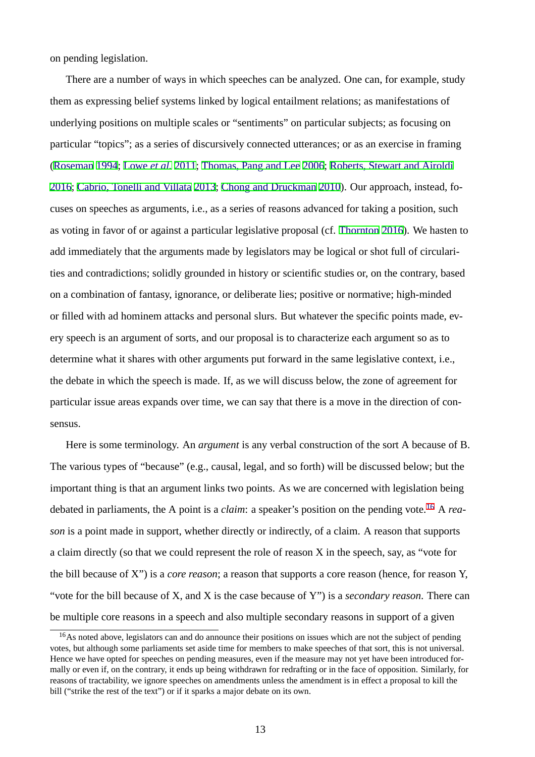on pending legislation.

There are a number of ways in which speeches can be analyzed. One can, for example, study them as expressing belief systems linked by logical entailment relations; as manifestations of underlying positions on multiple scales or "sentiments" on particular subjects; as focusing on particular "topics"; as a series of discursively connected utterances; or as an exercise in framing (Roseman 1994; Lowe *et al.* 2011; Thomas, Pang and Lee 2006; Roberts, Stewart and Airoldi 2016; Cabrio, Tonelli and Villata 2013; Chong and Druckman 2010). Our approach, instead, focuses on speeches as arguments, i.e., as a series of reasons advanced for taking a position, such as voting in favor of or against a particular legislative proposal (cf. Thornton 2016). We hasten to add immediately that the arguments made by legislators may be logical or shot full of circularities and contradictions; solidly grounded in history or scientific studies or, on the contrary, based on a combination of fantasy, ignorance, or deliberate lies; positive or normative; high-minded or filled with ad hominem attacks and personal slurs. But whatever the specific points made, every speech is an argument of sorts, and our proposal is to characterize each argument so as to determine what it shares with other arguments put forward in the same legislative context, i.e., the debate in which the speech is made. If, as we will discuss below, the zone of agreement for particular issue areas expands over time, we can say that there is a move in the direction of consensus.

Here is some terminology. An *argument* is any verbal construction of the sort A because of B. The various types of "because" (e.g., causal, legal, and so forth) will be discussed below; but the important thing is that an argument links two points. As we are concerned with legislation being debated in parliaments, the A point is a *claim*: a speaker's position on the pending vote.[16] A *reason* is a point made in support, whether directly or indirectly, of a claim. A reason that supports a claim directly (so that we could represent the role of reason X in the speech, say, as "vote for the bill because of X") is a *core reason*; a reason that supports a core reason (hence, for reason Y, "vote for the bill because of X, and X is the case because of Y") is a *secondary reason*. There can be multiple core reasons in a speech and also multiple secondary reasons in support of a given

[16] As noted above, legislators can and do announce their positions on issues which are not the subject of pending votes, but although some parliaments set aside time for members to make speeches of that sort, this is not universal. Hence we have opted for speeches on pending measures, even if the measure may not yet have been introduced formally or even if, on the contrary, it ends up being withdrawn for redrafting or in the face of opposition. Similarly, for reasons of tractability, we ignore speeches on amendments unless the amendment is in effect a proposal to kill the bill ("strike the rest of the text") or if it sparks a major debate on its own.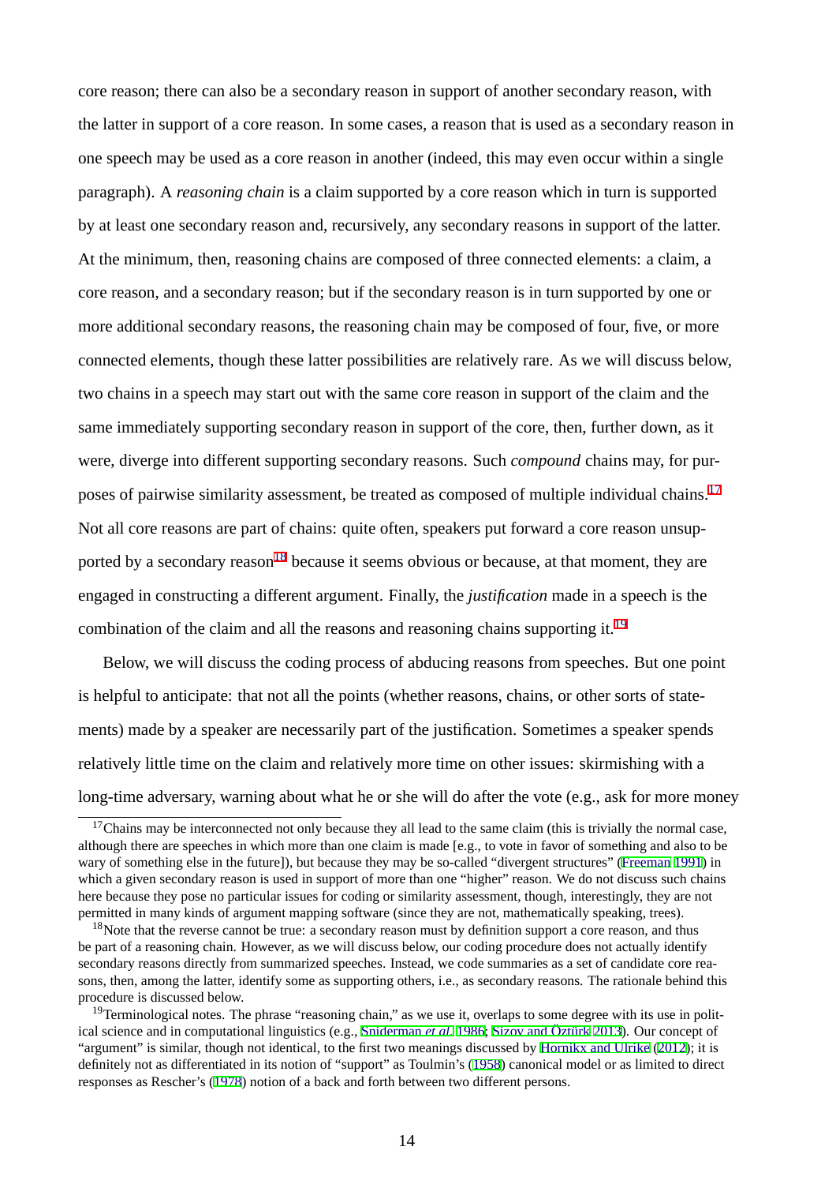core reason; there can also be a secondary reason in support of another secondary reason, with the latter in support of a core reason. In some cases, a reason that is used as a secondary reason in one speech may be used as a core reason in another (indeed, this may even occur within a single paragraph). A *reasoning chain* is a claim supported by a core reason which in turn is supported by at least one secondary reason and, recursively, any secondary reasons in support of the latter. At the minimum, then, reasoning chains are composed of three connected elements: a claim, a core reason, and a secondary reason; but if the secondary reason is in turn supported by one or more additional secondary reasons, the reasoning chain may be composed of four, five, or more connected elements, though these latter possibilities are relatively rare. As we will discuss below, two chains in a speech may start out with the same core reason in support of the claim and the same immediately supporting secondary reason in support of the core, then, further down, as it were, diverge into different supporting secondary reasons. Such *compound* chains may, for purposes of pairwise similarity assessment, be treated as composed of multiple individual chains.[17] Not all core reasons are part of chains: quite often, speakers put forward a core reason unsupported by a secondary reason[18] because it seems obvious or because, at that moment, they are engaged in constructing a different argument. Finally, the *justification* made in a speech is the combination of the claim and all the reasons and reasoning chains supporting it.[19]

Below, we will discuss the coding process of abducing reasons from speeches. But one point is helpful to anticipate: that not all the points (whether reasons, chains, or other sorts of statements) made by a speaker are necessarily part of the justification. Sometimes a speaker spends relatively little time on the claim and relatively more time on other issues: skirmishing with a long-time adversary, warning about what he or she will do after the vote (e.g., ask for more money

[17]Chains may be interconnected not only because they all lead to the same claim (this is trivially the normal case, although there are speeches in which more than one claim is made [e.g., to vote in favor of something and also to be wary of something else in the future]), but because they may be so-called "divergent structures" (Freeman 1991) in which a given secondary reason is used in support of more than one "higher" reason. We do not discuss such chains here because they pose no particular issues for coding or similarity assessment, though, interestingly, they are not permitted in many kinds of argument mapping software (since they are not, mathematically speaking, trees).

[18]Note that the reverse cannot be true: a secondary reason must by definition support a core reason, and thus be part of a reasoning chain. However, as we will discuss below, our coding procedure does not actually identify secondary reasons directly from summarized speeches. Instead, we code summaries as a set of candidate core reasons, then, among the latter, identify some as supporting others, i.e., as secondary reasons. The rationale behind this procedure is discussed below.

[19]Terminological notes. The phrase "reasoning chain," as we use it, overlaps to some degree with its use in political science and in computational linguistics (e.g., Sniderman *et al.* 1986; Sizov and Öztürk 2013). Our concept of "argument" is similar, though not identical, to the first two meanings discussed by Hornikx and Ulrike (2012); it is definitely not as differentiated in its notion of "support" as Toulmin's (1958) canonical model or as limited to direct responses as Rescher's (1978) notion of a back and forth between two different persons.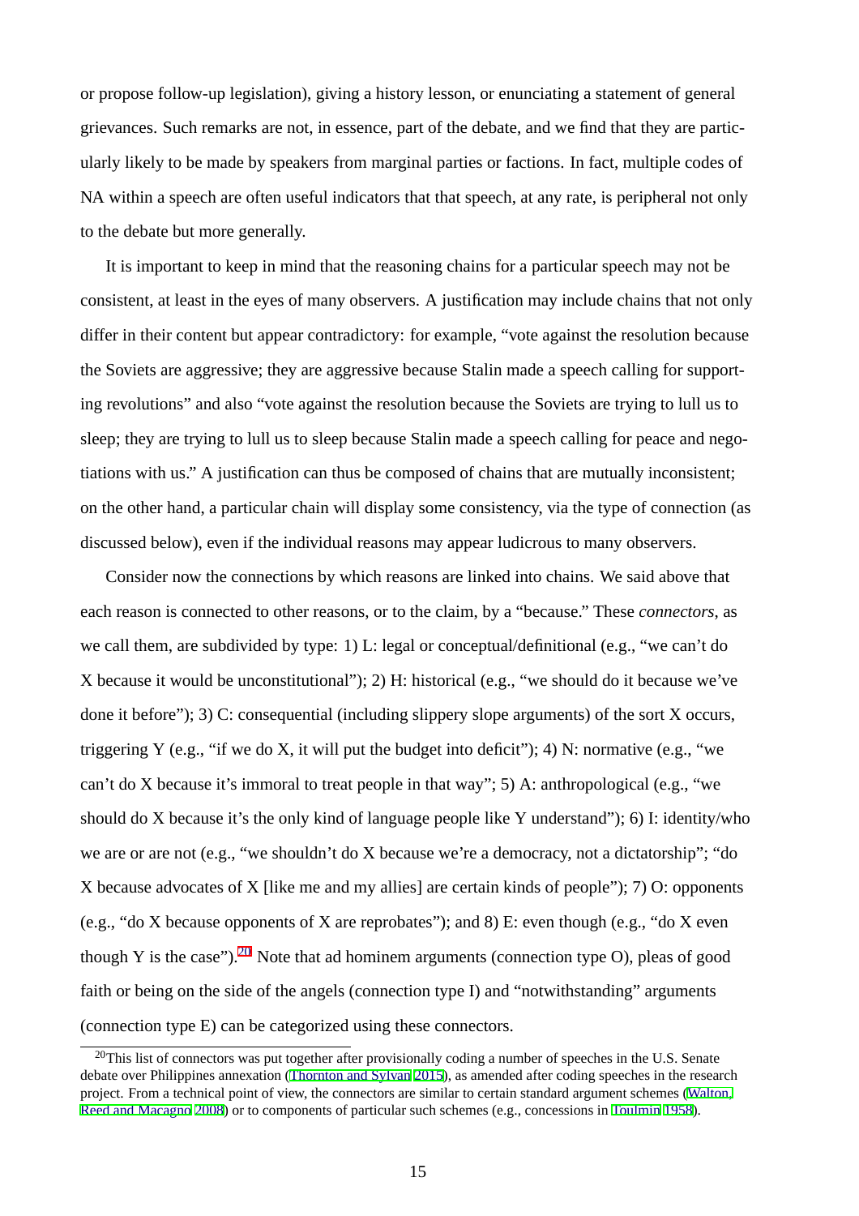or propose follow-up legislation), giving a history lesson, or enunciating a statement of general grievances. Such remarks are not, in essence, part of the debate, and we find that they are particularly likely to be made by speakers from marginal parties or factions. In fact, multiple codes of NA within a speech are often useful indicators that that speech, at any rate, is peripheral not only to the debate but more generally.

It is important to keep in mind that the reasoning chains for a particular speech may not be consistent, at least in the eyes of many observers. A justification may include chains that not only differ in their content but appear contradictory: for example, "vote against the resolution because the Soviets are aggressive; they are aggressive because Stalin made a speech calling for supporting revolutions" and also "vote against the resolution because the Soviets are trying to lull us to sleep; they are trying to lull us to sleep because Stalin made a speech calling for peace and negotiations with us." A justification can thus be composed of chains that are mutually inconsistent; on the other hand, a particular chain will display some consistency, via the type of connection (as discussed below), even if the individual reasons may appear ludicrous to many observers.

Consider now the connections by which reasons are linked into chains. We said above that each reason is connected to other reasons, or to the claim, by a "because." These *connectors*, as we call them, are subdivided by type: 1) L: legal or conceptual/definitional (e.g., "we can't do X because it would be unconstitutional"); 2) H: historical (e.g., "we should do it because we've done it before"); 3) C: consequential (including slippery slope arguments) of the sort X occurs, triggering Y (e.g., "if we do X, it will put the budget into deficit"); 4) N: normative (e.g., "we can't do X because it's immoral to treat people in that way"; 5) A: anthropological (e.g., "we should do X because it's the only kind of language people like Y understand"); 6) I: identity/who we are or are not (e.g., "we shouldn't do X because we're a democracy, not a dictatorship"; "do X because advocates of X [like me and my allies] are certain kinds of people"); 7) O: opponents (e.g., "do X because opponents of X are reprobates"); and 8) E: even though (e.g., "do X even though Y is the case").[20] Note that ad hominem arguments (connection type O), pleas of good faith or being on the side of the angels (connection type I) and "notwithstanding" arguments (connection type E) can be categorized using these connectors.

[20]This list of connectors was put together after provisionally coding a number of speeches in the U.S. Senate debate over Philippines annexation (Thornton and Sylvan 2015), as amended after coding speeches in the research project. From a technical point of view, the connectors are similar to certain standard argument schemes (Walton, Reed and Macagno 2008) or to components of particular such schemes (e.g., concessions in Toulmin 1958).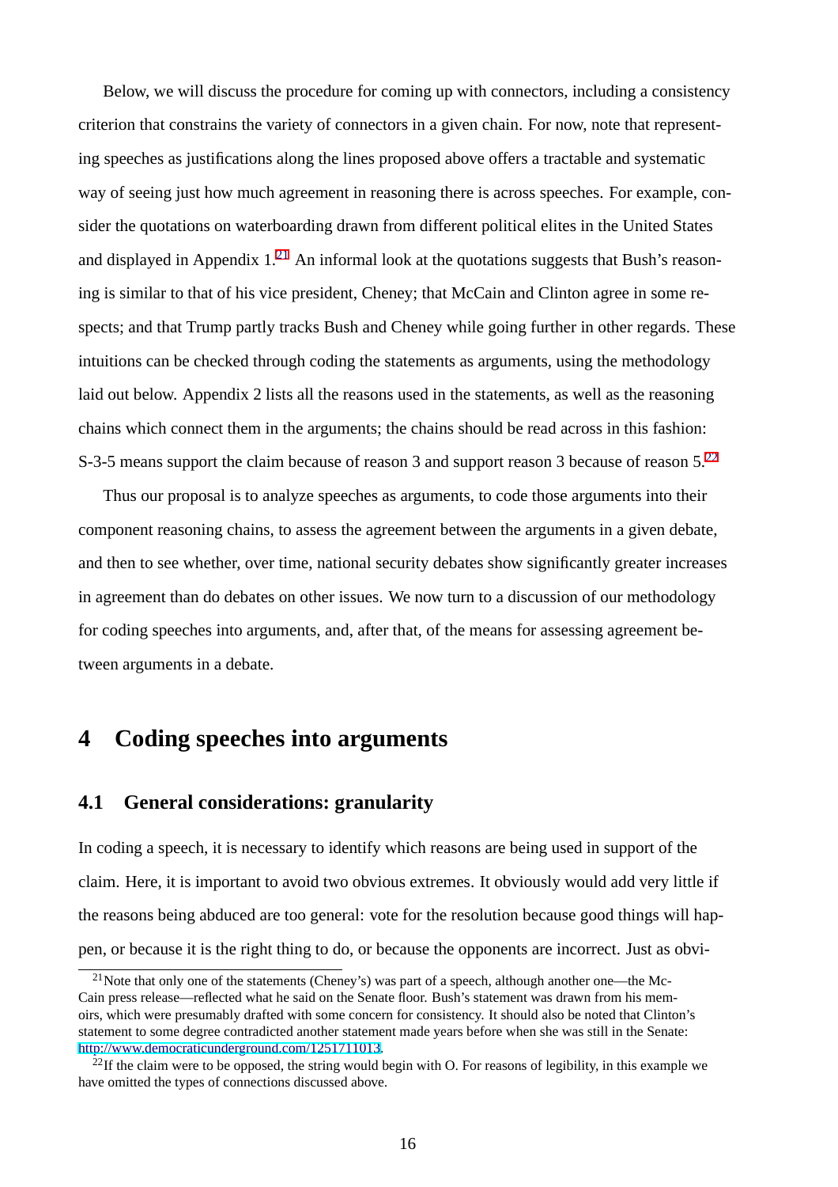Below, we will discuss the procedure for coming up with connectors, including a consistency criterion that constrains the variety of connectors in a given chain. For now, note that representing speeches as justifications along the lines proposed above offers a tractable and systematic way of seeing just how much agreement in reasoning there is across speeches. For example, consider the quotations on waterboarding drawn from different political elites in the United States and displayed in Appendix 1.[21] An informal look at the quotations suggests that Bush's reasoning is similar to that of his vice president, Cheney; that McCain and Clinton agree in some respects; and that Trump partly tracks Bush and Cheney while going further in other regards. These intuitions can be checked through coding the statements as arguments, using the methodology laid out below. Appendix 2 lists all the reasons used in the statements, as well as the reasoning chains which connect them in the arguments; the chains should be read across in this fashion: S-3-5 means support the claim because of reason 3 and support reason 3 because of reason 5.[22]

Thus our proposal is to analyze speeches as arguments, to code those arguments into their component reasoning chains, to assess the agreement between the arguments in a given debate, and then to see whether, over time, national security debates show significantly greater increases in agreement than do debates on other issues. We now turn to a discussion of our methodology for coding speeches into arguments, and, after that, of the means for assessing agreement between arguments in a debate.

# 4 Coding speeches into arguments

## 4.1 General considerations: granularity

In coding a speech, it is necessary to identify which reasons are being used in support of the claim. Here, it is important to avoid two obvious extremes. It obviously would add very little if the reasons being abduced are too general: vote for the resolution because good things will happen, or because it is the right thing to do, or because the opponents are incorrect. Just as obvi-

---

[21] Note that only one of the statements (Cheney's) was part of a speech, although another one—the McCain press release—reflected what he said on the Senate floor. Bush's statement was drawn from his memoirs, which were presumably drafted with some concern for consistency. It should also be noted that Clinton's statement to some degree contradicted another statement made years before when she was still in the Senate: http://www.democraticunderground.com/1251711013.

[22] If the claim were to be opposed, the string would begin with O. For reasons of legibility, in this example we have omitted the types of connections discussed above.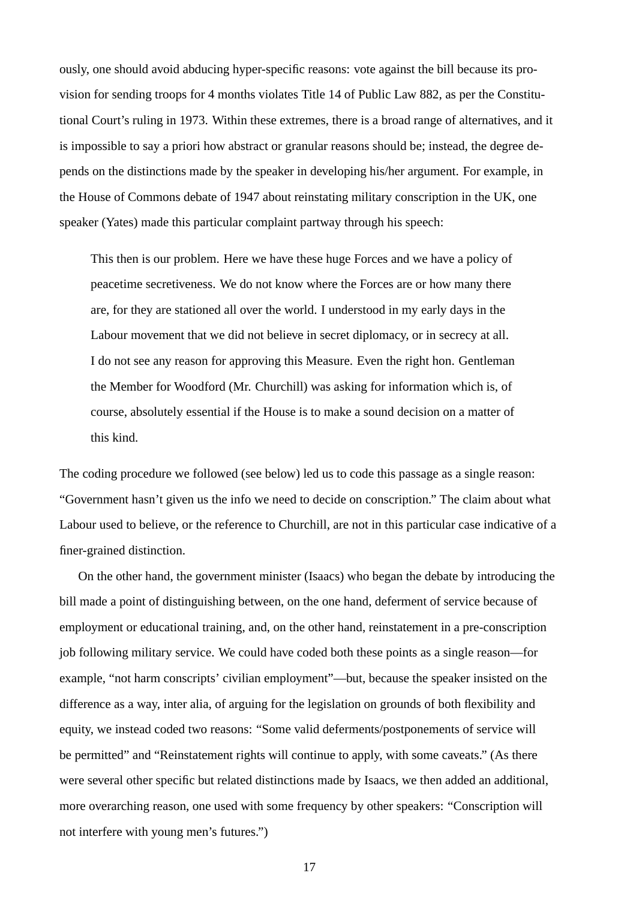ously, one should avoid abducing hyper-specific reasons: vote against the bill because its provision for sending troops for 4 months violates Title 14 of Public Law 882, as per the Constitutional Court's ruling in 1973. Within these extremes, there is a broad range of alternatives, and it is impossible to say a priori how abstract or granular reasons should be; instead, the degree depends on the distinctions made by the speaker in developing his/her argument. For example, in the House of Commons debate of 1947 about reinstating military conscription in the UK, one speaker (Yates) made this particular complaint partway through his speech:

> This then is our problem. Here we have these huge Forces and we have a policy of peacetime secretiveness. We do not know where the Forces are or how many there are, for they are stationed all over the world. I understood in my early days in the Labour movement that we did not believe in secret diplomacy, or in secrecy at all. I do not see any reason for approving this Measure. Even the right hon. Gentleman the Member for Woodford (Mr. Churchill) was asking for information which is, of course, absolutely essential if the House is to make a sound decision on a matter of this kind.

The coding procedure we followed (see below) led us to code this passage as a single reason: "Government hasn't given us the info we need to decide on conscription." The claim about what Labour used to believe, or the reference to Churchill, are not in this particular case indicative of a finer-grained distinction.

On the other hand, the government minister (Isaacs) who began the debate by introducing the bill made a point of distinguishing between, on the one hand, deferment of service because of employment or educational training, and, on the other hand, reinstatement in a pre-conscription job following military service. We could have coded both these points as a single reason—for example, "not harm conscripts' civilian employment"—but, because the speaker insisted on the difference as a way, inter alia, of arguing for the legislation on grounds of both flexibility and equity, we instead coded two reasons: "Some valid deferments/postponements of service will be permitted" and "Reinstatement rights will continue to apply, with some caveats." (As there were several other specific but related distinctions made by Isaacs, we then added an additional, more overarching reason, one used with some frequency by other speakers: "Conscription will not interfere with young men's futures.")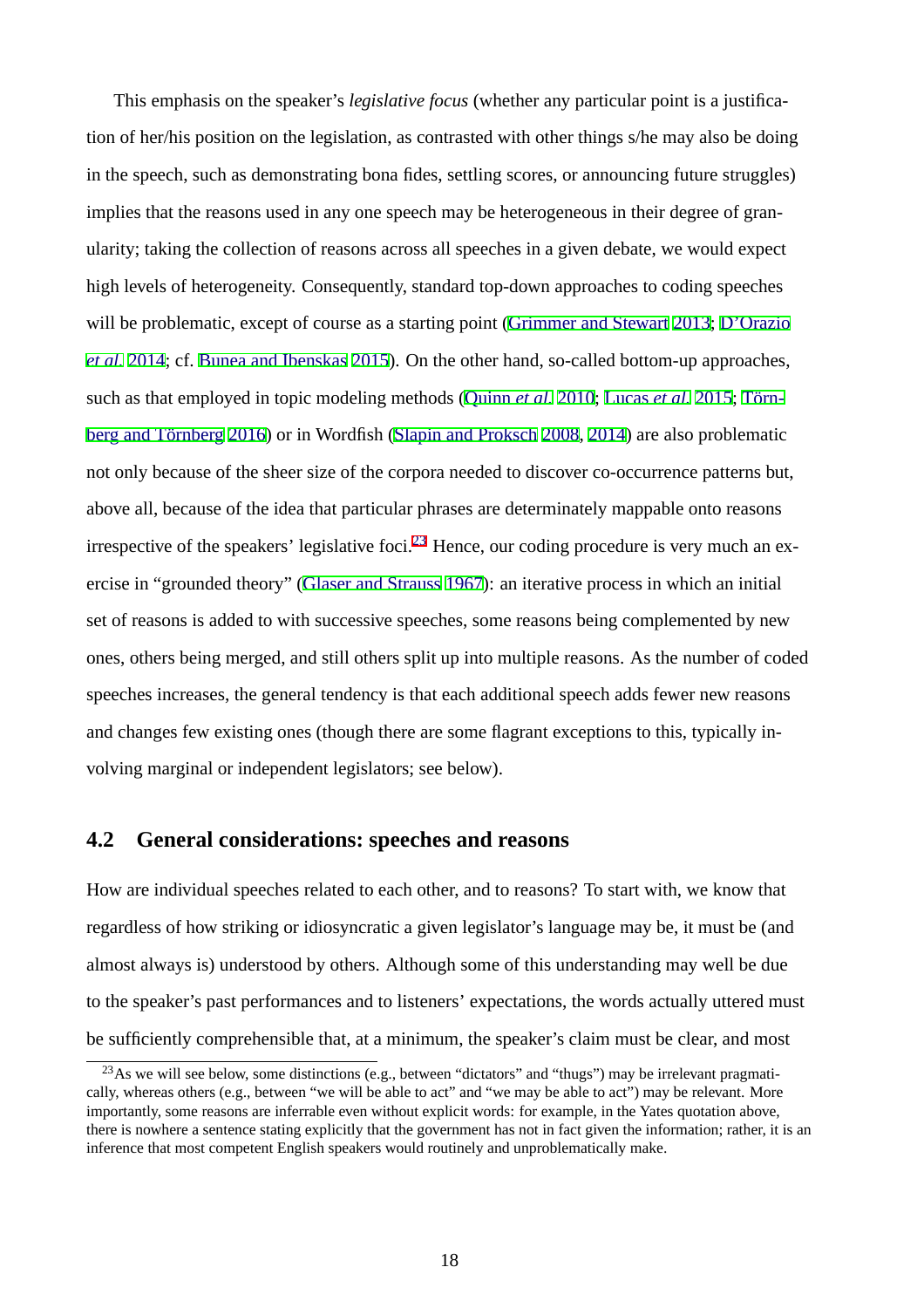This emphasis on the speaker's *legislative focus* (whether any particular point is a justification of her/his position on the legislation, as contrasted with other things s/he may also be doing in the speech, such as demonstrating bona fides, settling scores, or announcing future struggles) implies that the reasons used in any one speech may be heterogeneous in their degree of granularity; taking the collection of reasons across all speeches in a given debate, we would expect high levels of heterogeneity. Consequently, standard top-down approaches to coding speeches will be problematic, except of course as a starting point (Grimmer and Stewart 2013; D'Orazio *et al.* 2014; cf. Bunea and Ibenskas 2015). On the other hand, so-called bottom-up approaches, such as that employed in topic modeling methods (Quinn *et al.* 2010; Lucas *et al.* 2015; Törnberg and Törnberg 2016) or in Wordfish (Slapin and Proksch 2008, 2014) are also problematic not only because of the sheer size of the corpora needed to discover co-occurrence patterns but, above all, because of the idea that particular phrases are determinately mappable onto reasons irrespective of the speakers' legislative foci.[23] Hence, our coding procedure is very much an exercise in "grounded theory" (Glaser and Strauss 1967): an iterative process in which an initial set of reasons is added to with successive speeches, some reasons being complemented by new ones, others being merged, and still others split up into multiple reasons. As the number of coded speeches increases, the general tendency is that each additional speech adds fewer new reasons and changes few existing ones (though there are some flagrant exceptions to this, typically involving marginal or independent legislators; see below).

## 4.2 General considerations: speeches and reasons

How are individual speeches related to each other, and to reasons? To start with, we know that regardless of how striking or idiosyncratic a given legislator's language may be, it must be (and almost always is) understood by others. Although some of this understanding may well be due to the speaker's past performances and to listeners' expectations, the words actually uttered must be sufficiently comprehensible that, at a minimum, the speaker's claim must be clear, and most

[23] As we will see below, some distinctions (e.g., between "dictators" and "thugs") may be irrelevant pragmatically, whereas others (e.g., between "we will be able to act" and "we may be able to act") may be relevant. More importantly, some reasons are inferrable even without explicit words: for example, in the Yates quotation above, there is nowhere a sentence stating explicitly that the government has not in fact given the information; rather, it is an inference that most competent English speakers would routinely and unproblematically make.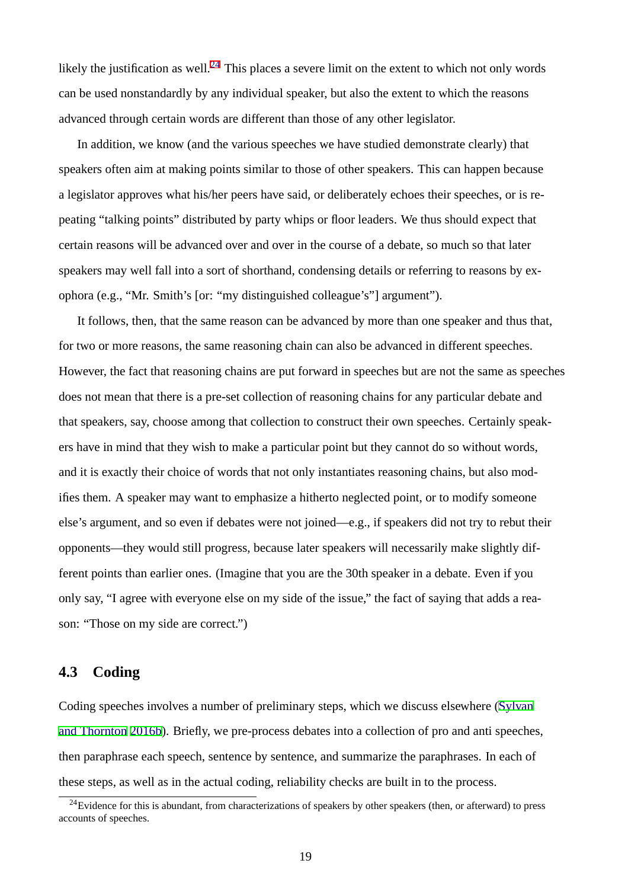likely the justification as well.[24] This places a severe limit on the extent to which not only words can be used nonstandardly by any individual speaker, but also the extent to which the reasons advanced through certain words are different than those of any other legislator.

In addition, we know (and the various speeches we have studied demonstrate clearly) that speakers often aim at making points similar to those of other speakers. This can happen because a legislator approves what his/her peers have said, or deliberately echoes their speeches, or is repeating "talking points" distributed by party whips or floor leaders. We thus should expect that certain reasons will be advanced over and over in the course of a debate, so much so that later speakers may well fall into a sort of shorthand, condensing details or referring to reasons by exophora (e.g., "Mr. Smith's [or: "my distinguished colleague's"] argument").

It follows, then, that the same reason can be advanced by more than one speaker and thus that, for two or more reasons, the same reasoning chain can also be advanced in different speeches. However, the fact that reasoning chains are put forward in speeches but are not the same as speeches does not mean that there is a pre-set collection of reasoning chains for any particular debate and that speakers, say, choose among that collection to construct their own speeches. Certainly speakers have in mind that they wish to make a particular point but they cannot do so without words, and it is exactly their choice of words that not only instantiates reasoning chains, but also modifies them. A speaker may want to emphasize a hitherto neglected point, or to modify someone else's argument, and so even if debates were not joined—e.g., if speakers did not try to rebut their opponents—they would still progress, because later speakers will necessarily make slightly different points than earlier ones. (Imagine that you are the 30th speaker in a debate. Even if you only say, "I agree with everyone else on my side of the issue," the fact of saying that adds a reason: "Those on my side are correct.")

### 4.3 Coding

Coding speeches involves a number of preliminary steps, which we discuss elsewhere (Sylvan and Thornton 2016b). Briefly, we pre-process debates into a collection of pro and anti speeches, then paraphrase each speech, sentence by sentence, and summarize the paraphrases. In each of these steps, as well as in the actual coding, reliability checks are built in to the process.

[24] Evidence for this is abundant, from characterizations of speakers by other speakers (then, or afterward) to press accounts of speeches.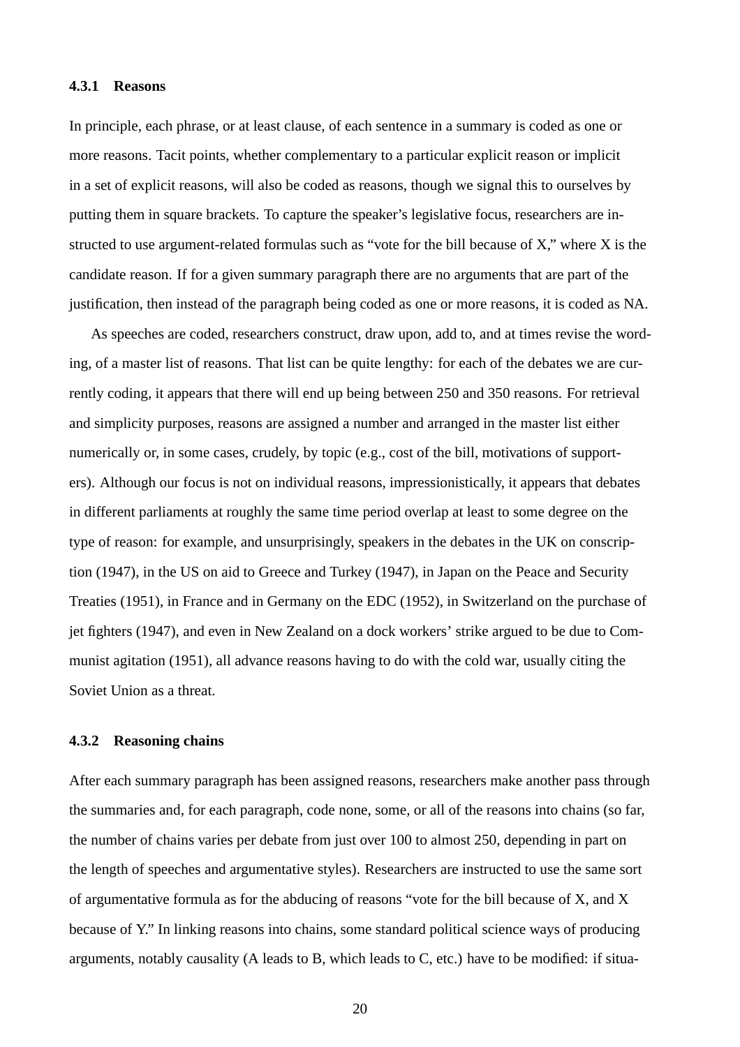### 4.3.1 Reasons

In principle, each phrase, or at least clause, of each sentence in a summary is coded as one or more reasons. Tacit points, whether complementary to a particular explicit reason or implicit in a set of explicit reasons, will also be coded as reasons, though we signal this to ourselves by putting them in square brackets. To capture the speaker's legislative focus, researchers are instructed to use argument-related formulas such as "vote for the bill because of X," where X is the candidate reason. If for a given summary paragraph there are no arguments that are part of the justification, then instead of the paragraph being coded as one or more reasons, it is coded as NA.

As speeches are coded, researchers construct, draw upon, add to, and at times revise the wording, of a master list of reasons. That list can be quite lengthy: for each of the debates we are currently coding, it appears that there will end up being between 250 and 350 reasons. For retrieval and simplicity purposes, reasons are assigned a number and arranged in the master list either numerically or, in some cases, crudely, by topic (e.g., cost of the bill, motivations of supporters). Although our focus is not on individual reasons, impressionistically, it appears that debates in different parliaments at roughly the same time period overlap at least to some degree on the type of reason: for example, and unsurprisingly, speakers in the debates in the UK on conscription (1947), in the US on aid to Greece and Turkey (1947), in Japan on the Peace and Security Treaties (1951), in France and in Germany on the EDC (1952), in Switzerland on the purchase of jet fighters (1947), and even in New Zealand on a dock workers' strike argued to be due to Communist agitation (1951), all advance reasons having to do with the cold war, usually citing the Soviet Union as a threat.

### 4.3.2 Reasoning chains

After each summary paragraph has been assigned reasons, researchers make another pass through the summaries and, for each paragraph, code none, some, or all of the reasons into chains (so far, the number of chains varies per debate from just over 100 to almost 250, depending in part on the length of speeches and argumentative styles). Researchers are instructed to use the same sort of argumentative formula as for the abducing of reasons "vote for the bill because of X, and X because of Y." In linking reasons into chains, some standard political science ways of producing arguments, notably causality (A leads to B, which leads to C, etc.) have to be modified: if situa-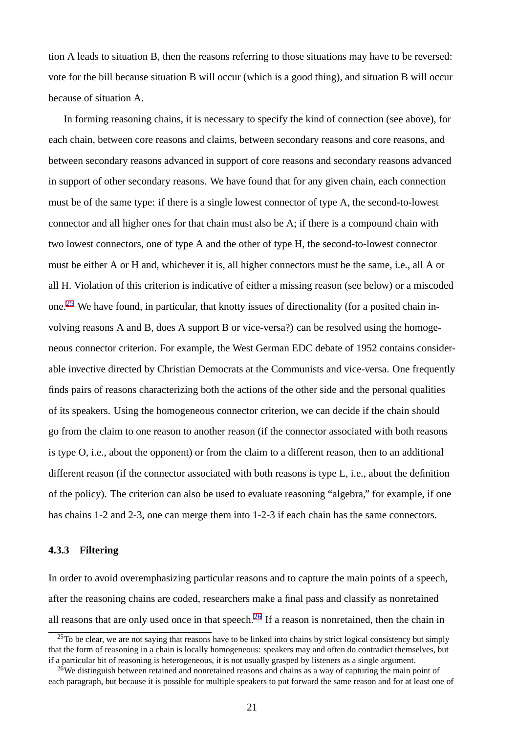tion A leads to situation B, then the reasons referring to those situations may have to be reversed: vote for the bill because situation B will occur (which is a good thing), and situation B will occur because of situation A.

In forming reasoning chains, it is necessary to specify the kind of connection (see above), for each chain, between core reasons and claims, between secondary reasons and core reasons, and between secondary reasons advanced in support of core reasons and secondary reasons advanced in support of other secondary reasons. We have found that for any given chain, each connection must be of the same type: if there is a single lowest connector of type A, the second-to-lowest connector and all higher ones for that chain must also be A; if there is a compound chain with two lowest connectors, one of type A and the other of type H, the second-to-lowest connector must be either A or H and, whichever it is, all higher connectors must be the same, i.e., all A or all H. Violation of this criterion is indicative of either a missing reason (see below) or a miscoded one.[25] We have found, in particular, that knotty issues of directionality (for a posited chain involving reasons A and B, does A support B or vice-versa?) can be resolved using the homogeneous connector criterion. For example, the West German EDC debate of 1952 contains considerable invective directed by Christian Democrats at the Communists and vice-versa. One frequently finds pairs of reasons characterizing both the actions of the other side and the personal qualities of its speakers. Using the homogeneous connector criterion, we can decide if the chain should go from the claim to one reason to another reason (if the connector associated with both reasons is type O, i.e., about the opponent) or from the claim to a different reason, then to an additional different reason (if the connector associated with both reasons is type L, i.e., about the definition of the policy). The criterion can also be used to evaluate reasoning "algebra," for example, if one has chains 1-2 and 2-3, one can merge them into 1-2-3 if each chain has the same connectors.

### 4.3.3 Filtering

In order to avoid overemphasizing particular reasons and to capture the main points of a speech, after the reasoning chains are coded, researchers make a final pass and classify as nonretained all reasons that are only used once in that speech.[26] If a reason is nonretained, then the chain in

[25] To be clear, we are not saying that reasons have to be linked into chains by strict logical consistency but simply that the form of reasoning in a chain is locally homogeneous: speakers may and often do contradict themselves, but if a particular bit of reasoning is heterogeneous, it is not usually grasped by listeners as a single argument.

[26] We distinguish between retained and nonretained reasons and chains as a way of capturing the main point of each paragraph, but because it is possible for multiple speakers to put forward the same reason and for at least one of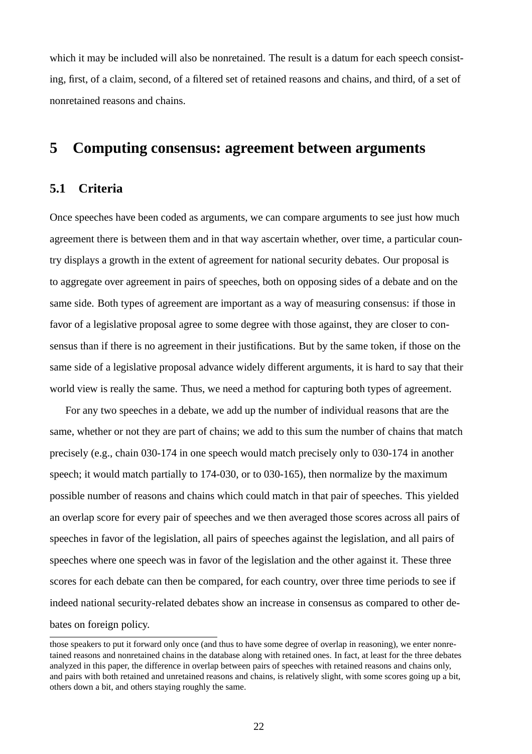which it may be included will also be nonretained. The result is a datum for each speech consisting, first, of a claim, second, of a filtered set of retained reasons and chains, and third, of a set of nonretained reasons and chains.

## 5 Computing consensus: agreement between arguments

### 5.1 Criteria

Once speeches have been coded as arguments, we can compare arguments to see just how much agreement there is between them and in that way ascertain whether, over time, a particular country displays a growth in the extent of agreement for national security debates. Our proposal is to aggregate over agreement in pairs of speeches, both on opposing sides of a debate and on the same side. Both types of agreement are important as a way of measuring consensus: if those in favor of a legislative proposal agree to some degree with those against, they are closer to consensus than if there is no agreement in their justifications. But by the same token, if those on the same side of a legislative proposal advance widely different arguments, it is hard to say that their world view is really the same. Thus, we need a method for capturing both types of agreement.

For any two speeches in a debate, we add up the number of individual reasons that are the same, whether or not they are part of chains; we add to this sum the number of chains that match precisely (e.g., chain 030-174 in one speech would match precisely only to 030-174 in another speech; it would match partially to 174-030, or to 030-165), then normalize by the maximum possible number of reasons and chains which could match in that pair of speeches. This yielded an overlap score for every pair of speeches and we then averaged those scores across all pairs of speeches in favor of the legislation, all pairs of speeches against the legislation, and all pairs of speeches where one speech was in favor of the legislation and the other against it. These three scores for each debate can then be compared, for each country, over three time periods to see if indeed national security-related debates show an increase in consensus as compared to other debates on foreign policy.

---

those speakers to put it forward only once (and thus to have some degree of overlap in reasoning), we enter nonretained reasons and nonretained chains in the database along with retained ones. In fact, at least for the three debates analyzed in this paper, the difference in overlap between pairs of speeches with retained reasons and chains only, and pairs with both retained and unretained reasons and chains, is relatively slight, with some scores going up a bit, others down a bit, and others staying roughly the same.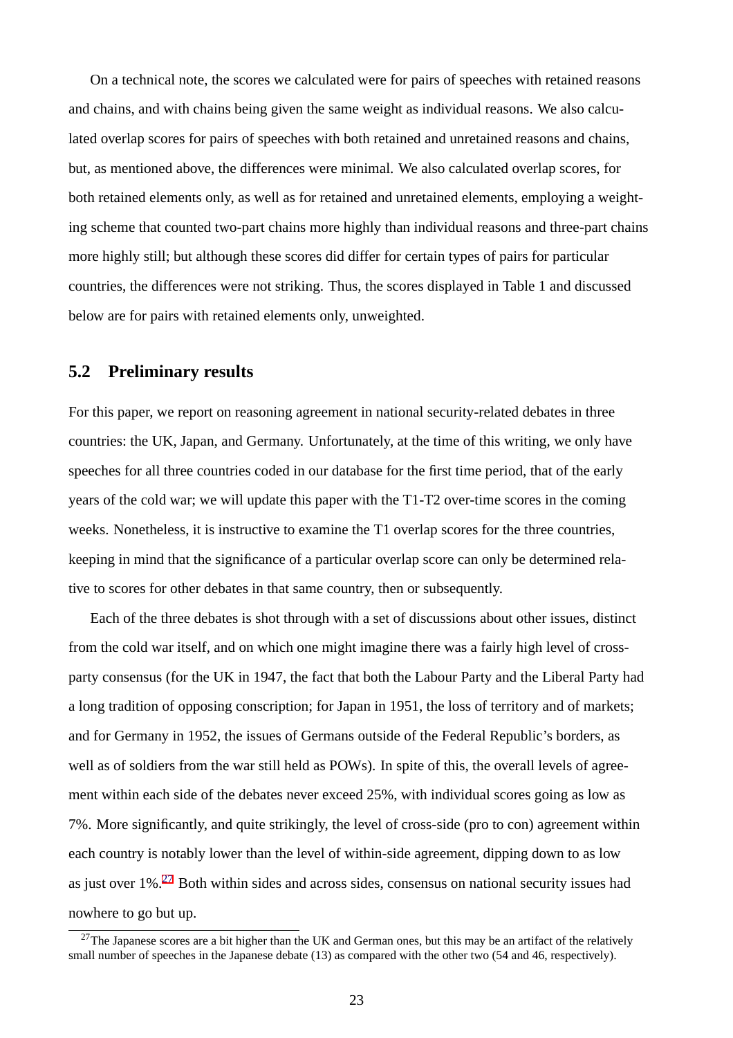On a technical note, the scores we calculated were for pairs of speeches with retained reasons and chains, and with chains being given the same weight as individual reasons. We also calculated overlap scores for pairs of speeches with both retained and unretained reasons and chains, but, as mentioned above, the differences were minimal. We also calculated overlap scores, for both retained elements only, as well as for retained and unretained elements, employing a weighting scheme that counted two-part chains more highly than individual reasons and three-part chains more highly still; but although these scores did differ for certain types of pairs for particular countries, the differences were not striking. Thus, the scores displayed in Table 1 and discussed below are for pairs with retained elements only, unweighted.

## 5.2 Preliminary results

For this paper, we report on reasoning agreement in national security-related debates in three countries: the UK, Japan, and Germany. Unfortunately, at the time of this writing, we only have speeches for all three countries coded in our database for the first time period, that of the early years of the cold war; we will update this paper with the T1-T2 over-time scores in the coming weeks. Nonetheless, it is instructive to examine the T1 overlap scores for the three countries, keeping in mind that the significance of a particular overlap score can only be determined relative to scores for other debates in that same country, then or subsequently.

Each of the three debates is shot through with a set of discussions about other issues, distinct from the cold war itself, and on which one might imagine there was a fairly high level of cross-party consensus (for the UK in 1947, the fact that both the Labour Party and the Liberal Party had a long tradition of opposing conscription; for Japan in 1951, the loss of territory and of markets; and for Germany in 1952, the issues of Germans outside of the Federal Republic's borders, as well as of soldiers from the war still held as POWs). In spite of this, the overall levels of agreement within each side of the debates never exceed 25%, with individual scores going as low as 7%. More significantly, and quite strikingly, the level of cross-side (pro to con) agreement within each country is notably lower than the level of within-side agreement, dipping down to as low as just over 1%.[27] Both within sides and across sides, consensus on national security issues had nowhere to go but up.

[27]The Japanese scores are a bit higher than the UK and German ones, but this may be an artifact of the relatively small number of speeches in the Japanese debate (13) as compared with the other two (54 and 46, respectively).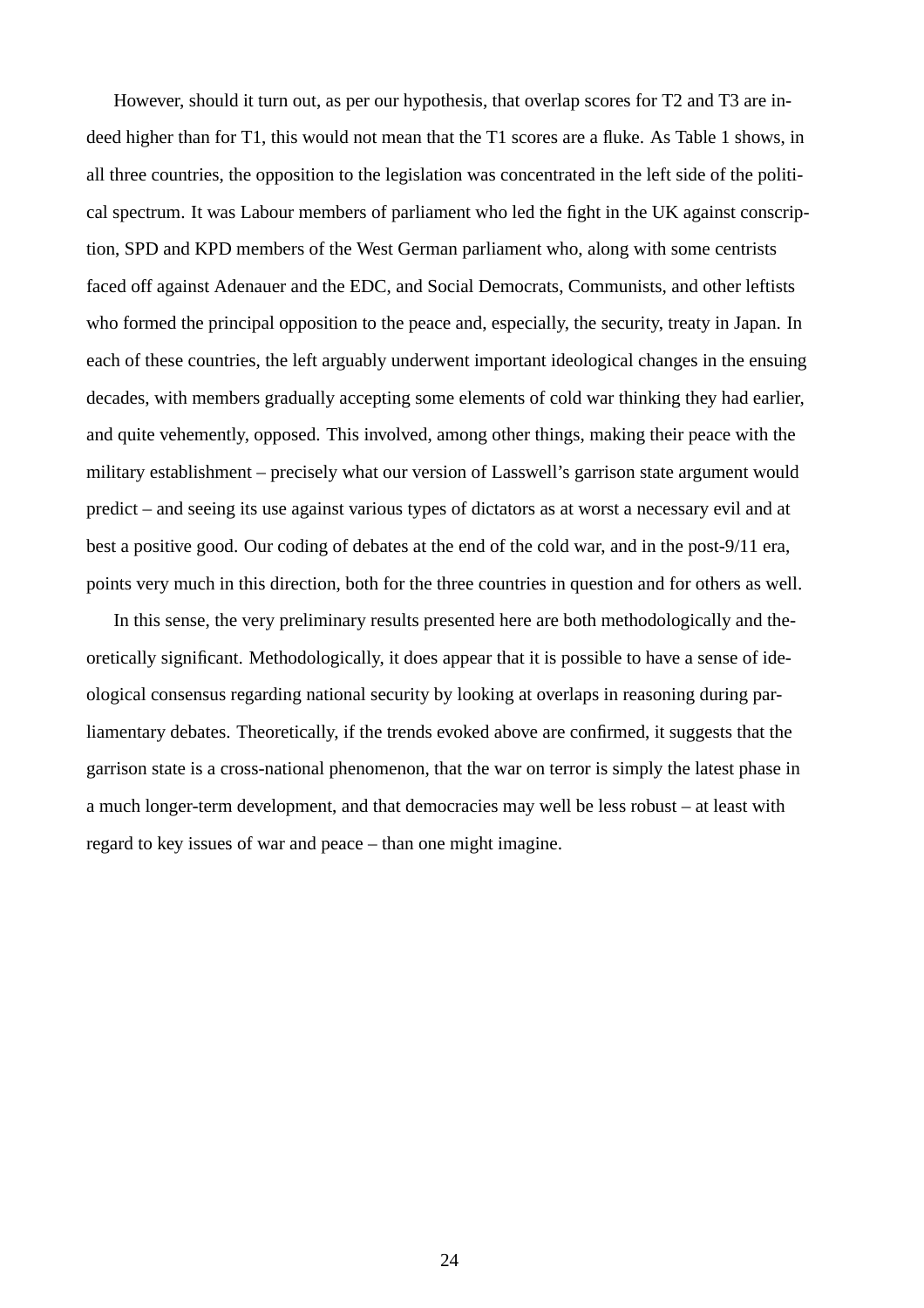However, should it turn out, as per our hypothesis, that overlap scores for T2 and T3 are indeed higher than for T1, this would not mean that the T1 scores are a fluke. As Table 1 shows, in all three countries, the opposition to the legislation was concentrated in the left side of the political spectrum. It was Labour members of parliament who led the fight in the UK against conscription, SPD and KPD members of the West German parliament who, along with some centrists faced off against Adenauer and the EDC, and Social Democrats, Communists, and other leftists who formed the principal opposition to the peace and, especially, the security, treaty in Japan. In each of these countries, the left arguably underwent important ideological changes in the ensuing decades, with members gradually accepting some elements of cold war thinking they had earlier, and quite vehemently, opposed. This involved, among other things, making their peace with the military establishment – precisely what our version of Lasswell's garrison state argument would predict – and seeing its use against various types of dictators as at worst a necessary evil and at best a positive good. Our coding of debates at the end of the cold war, and in the post-9/11 era, points very much in this direction, both for the three countries in question and for others as well.

In this sense, the very preliminary results presented here are both methodologically and theoretically significant. Methodologically, it does appear that it is possible to have a sense of ideological consensus regarding national security by looking at overlaps in reasoning during parliamentary debates. Theoretically, if the trends evoked above are confirmed, it suggests that the garrison state is a cross-national phenomenon, that the war on terror is simply the latest phase in a much longer-term development, and that democracies may well be less robust – at least with regard to key issues of war and peace – than one might imagine.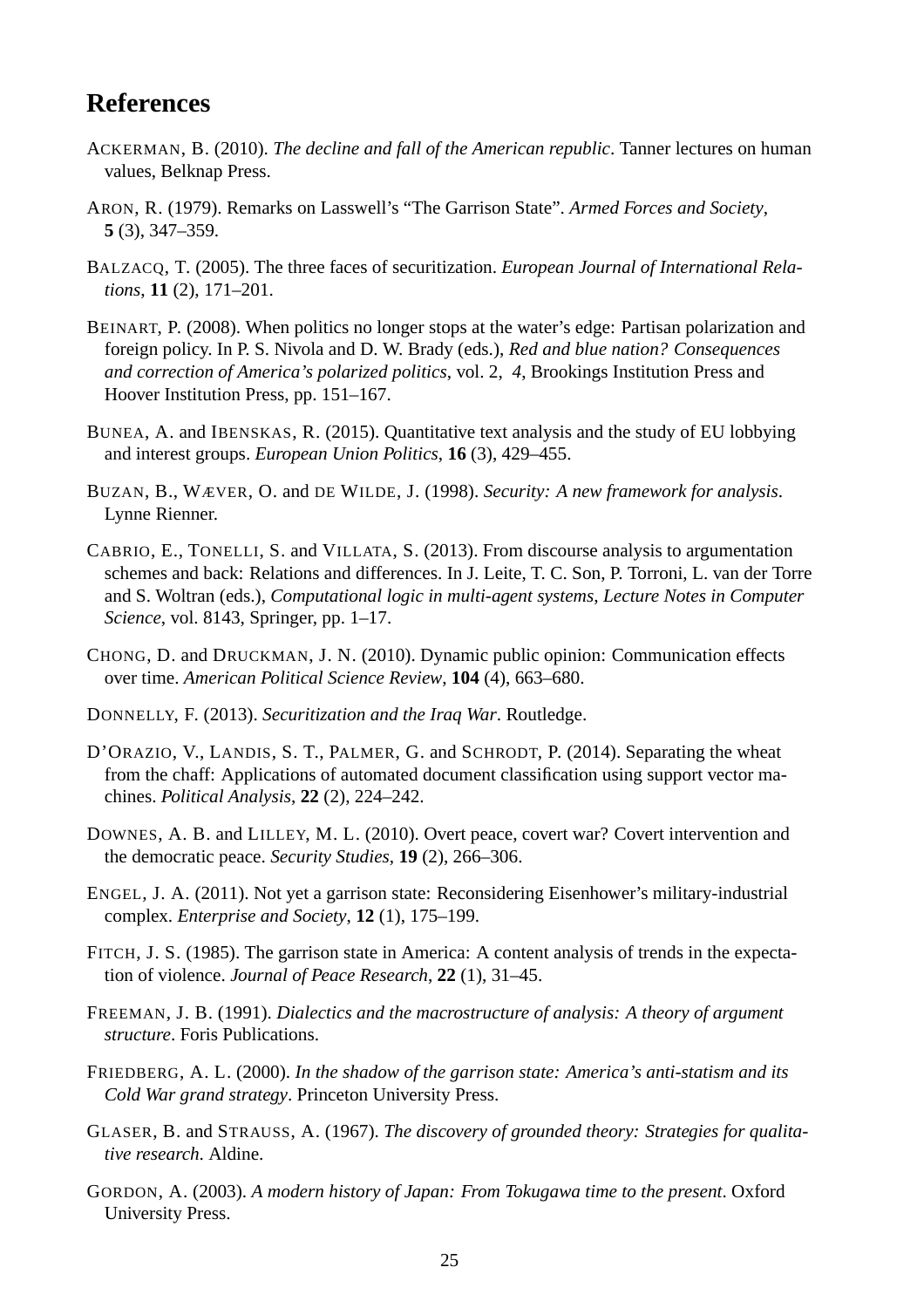## References

ACKERMAN, B. (2010). *The decline and fall of the American republic*. Tanner lectures on human values, Belknap Press.

ARON, R. (1979). Remarks on Lasswell's "The Garrison State". *Armed Forces and Society*, **5** (3), 347–359.

BALZACQ, T. (2005). The three faces of securitization. *European Journal of International Relations*, **11** (2), 171–201.

BEINART, P. (2008). When politics no longer stops at the water's edge: Partisan polarization and foreign policy. In P. S. Nivola and D. W. Brady (eds.), *Red and blue nation? Consequences and correction of America's polarized politics*, vol. 2, *4*, Brookings Institution Press and Hoover Institution Press, pp. 151–167.

BUNEA, A. and IBENSKAS, R. (2015). Quantitative text analysis and the study of EU lobbying and interest groups. *European Union Politics*, **16** (3), 429–455.

BUZAN, B., WÆVER, O. and DE WILDE, J. (1998). *Security: A new framework for analysis*. Lynne Rienner.

CABRIO, E., TONELLI, S. and VILLATA, S. (2013). From discourse analysis to argumentation schemes and back: Relations and differences. In J. Leite, T. C. Son, P. Torroni, L. van der Torre and S. Woltran (eds.), *Computational logic in multi-agent systems*, *Lecture Notes in Computer Science*, vol. 8143, Springer, pp. 1–17.

CHONG, D. and DRUCKMAN, J. N. (2010). Dynamic public opinion: Communication effects over time. *American Political Science Review*, **104** (4), 663–680.

DONNELLY, F. (2013). *Securitization and the Iraq War*. Routledge.

D'ORAZIO, V., LANDIS, S. T., PALMER, G. and SCHRODT, P. (2014). Separating the wheat from the chaff: Applications of automated document classification using support vector machines. *Political Analysis*, **22** (2), 224–242.

DOWNES, A. B. and LILLEY, M. L. (2010). Overt peace, covert war? Covert intervention and the democratic peace. *Security Studies*, **19** (2), 266–306.

ENGEL, J. A. (2011). Not yet a garrison state: Reconsidering Eisenhower's military-industrial complex. *Enterprise and Society*, **12** (1), 175–199.

FITCH, J. S. (1985). The garrison state in America: A content analysis of trends in the expectation of violence. *Journal of Peace Research*, **22** (1), 31–45.

FREEMAN, J. B. (1991). *Dialectics and the macrostructure of analysis: A theory of argument structure*. Foris Publications.

FRIEDBERG, A. L. (2000). *In the shadow of the garrison state: America's anti-statism and its Cold War grand strategy*. Princeton University Press.

GLASER, B. and STRAUSS, A. (1967). *The discovery of grounded theory: Strategies for qualitative research.* Aldine.

GORDON, A. (2003). *A modern history of Japan: From Tokugawa time to the present*. Oxford University Press.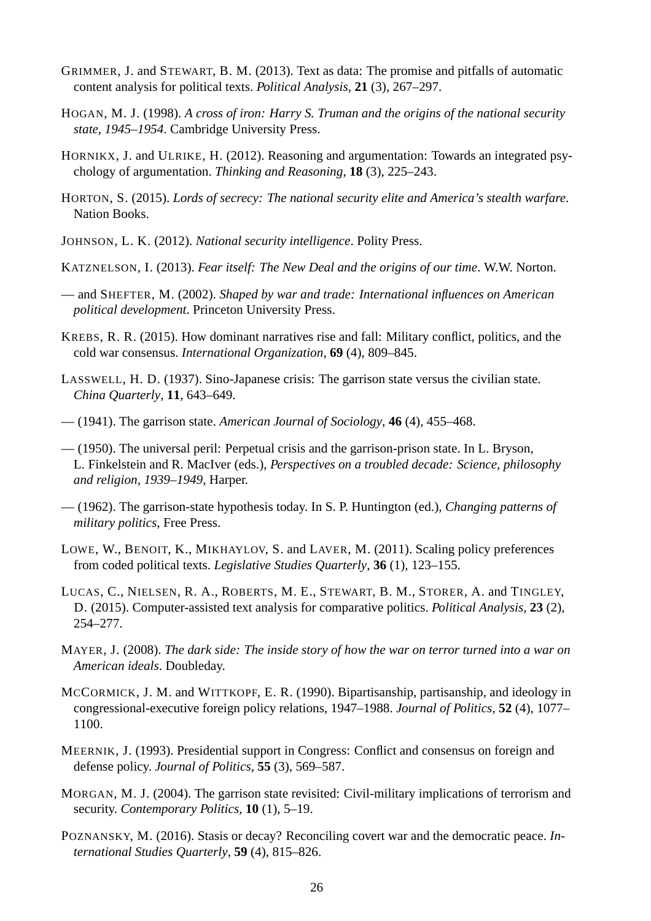GRIMMER, J. and STEWART, B. M. (2013). Text as data: The promise and pitfalls of automatic content analysis for political texts. *Political Analysis*, **21** (3), 267–297.

HOGAN, M. J. (1998). *A cross of iron: Harry S. Truman and the origins of the national security state, 1945–1954*. Cambridge University Press.

HORNIKX, J. and ULRIKE, H. (2012). Reasoning and argumentation: Towards an integrated psychology of argumentation. *Thinking and Reasoning*, **18** (3), 225–243.

HORTON, S. (2015). *Lords of secrecy: The national security elite and America's stealth warfare*. Nation Books.

JOHNSON, L. K. (2012). *National security intelligence*. Polity Press.

KATZNELSON, I. (2013). *Fear itself: The New Deal and the origins of our time*. W.W. Norton.

— and SHEFTER, M. (2002). *Shaped by war and trade: International influences on American political development*. Princeton University Press.

KREBS, R. R. (2015). How dominant narratives rise and fall: Military conflict, politics, and the cold war consensus. *International Organization*, **69** (4), 809–845.

LASSWELL, H. D. (1937). Sino-Japanese crisis: The garrison state versus the civilian state. *China Quarterly*, **11**, 643–649.

— (1941). The garrison state. *American Journal of Sociology*, **46** (4), 455–468.

— (1950). The universal peril: Perpetual crisis and the garrison-prison state. In L. Bryson, L. Finkelstein and R. MacIver (eds.), *Perspectives on a troubled decade: Science, philosophy and religion, 1939–1949*, Harper.

— (1962). The garrison-state hypothesis today. In S. P. Huntington (ed.), *Changing patterns of military politics*, Free Press.

LOWE, W., BENOIT, K., MIKHAYLOV, S. and LAVER, M. (2011). Scaling policy preferences from coded political texts. *Legislative Studies Quarterly*, **36** (1), 123–155.

LUCAS, C., NIELSEN, R. A., ROBERTS, M. E., STEWART, B. M., STORER, A. and TINGLEY, D. (2015). Computer-assisted text analysis for comparative politics. *Political Analysis*, **23** (2), 254–277.

MAYER, J. (2008). *The dark side: The inside story of how the war on terror turned into a war on American ideals*. Doubleday.

MCCORMICK, J. M. and WITTKOPF, E. R. (1990). Bipartisanship, partisanship, and ideology in congressional-executive foreign policy relations, 1947–1988. *Journal of Politics*, **52** (4), 1077–1100.

MEERNIK, J. (1993). Presidential support in Congress: Conflict and consensus on foreign and defense policy. *Journal of Politics*, **55** (3), 569–587.

MORGAN, M. J. (2004). The garrison state revisited: Civil-military implications of terrorism and security. *Contemporary Politics*, **10** (1), 5–19.

POZNANSKY, M. (2016). Stasis or decay? Reconciling covert war and the democratic peace. *International Studies Quarterly*, **59** (4), 815–826.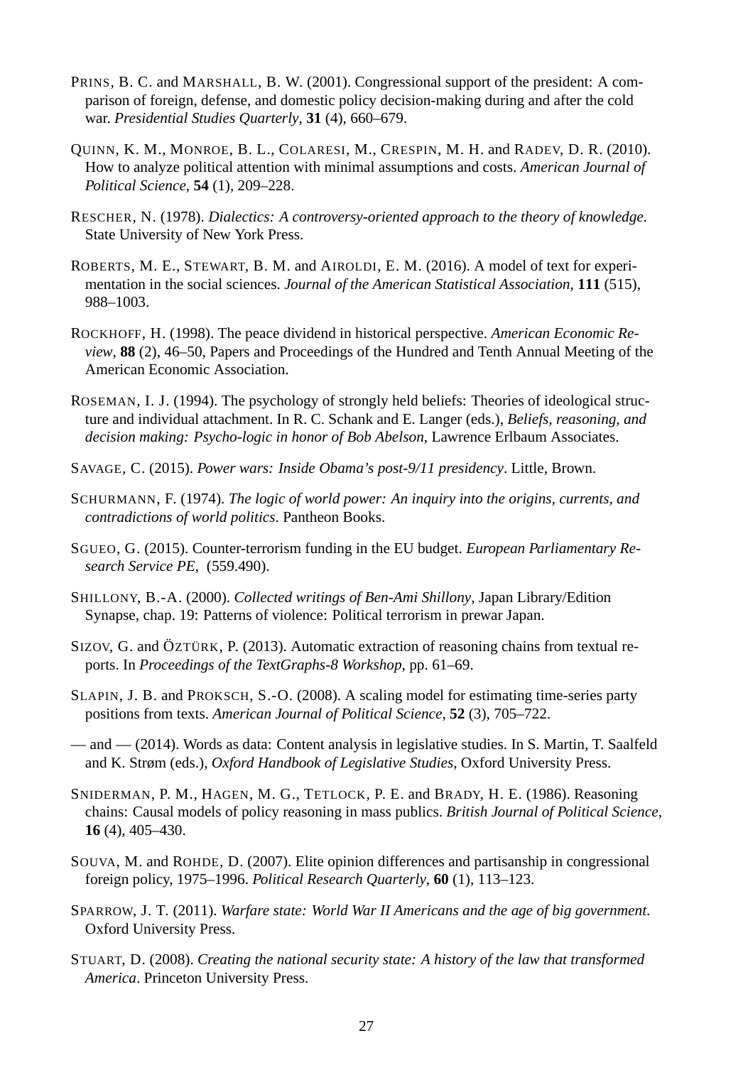PRINS, B. C. and MARSHALL, B. W. (2001). Congressional support of the president: A comparison of foreign, defense, and domestic policy decision-making during and after the cold war. *Presidential Studies Quarterly*, **31** (4), 660–679.

QUINN, K. M., MONROE, B. L., COLARESI, M., CRESPIN, M. H. and RADEV, D. R. (2010). How to analyze political attention with minimal assumptions and costs. *American Journal of Political Science*, **54** (1), 209–228.

RESCHER, N. (1978). *Dialectics: A controversy-oriented approach to the theory of knowledge*. State University of New York Press.

ROBERTS, M. E., STEWART, B. M. and AIROLDI, E. M. (2016). A model of text for experimentation in the social sciences. *Journal of the American Statistical Association*, **111** (515), 988–1003.

ROCKHOFF, H. (1998). The peace dividend in historical perspective. *American Economic Review*, **88** (2), 46–50, Papers and Proceedings of the Hundred and Tenth Annual Meeting of the American Economic Association.

ROSEMAN, I. J. (1994). The psychology of strongly held beliefs: Theories of ideological structure and individual attachment. In R. C. Schank and E. Langer (eds.), *Beliefs, reasoning, and decision making: Psycho-logic in honor of Bob Abelson*, Lawrence Erlbaum Associates.

SAVAGE, C. (2015). *Power wars: Inside Obama's post-9/11 presidency*. Little, Brown.

SCHURMANN, F. (1974). *The logic of world power: An inquiry into the origins, currents, and contradictions of world politics*. Pantheon Books.

SGUEO, G. (2015). Counter-terrorism funding in the EU budget. *European Parliamentary Research Service PE*, (559.490).

SHILLONY, B.-A. (2000). *Collected writings of Ben-Ami Shillony*, Japan Library/Edition Synapse, chap. 19: Patterns of violence: Political terrorism in prewar Japan.

SIZOV, G. and ÖZTÜRK, P. (2013). Automatic extraction of reasoning chains from textual reports. In *Proceedings of the TextGraphs-8 Workshop*, pp. 61–69.

SLAPIN, J. B. and PROKSCH, S.-O. (2008). A scaling model for estimating time-series party positions from texts. *American Journal of Political Science*, **52** (3), 705–722.

— and — (2014). Words as data: Content analysis in legislative studies. In S. Martin, T. Saalfeld and K. Strøm (eds.), *Oxford Handbook of Legislative Studies*, Oxford University Press.

SNIDERMAN, P. M., HAGEN, M. G., TETLOCK, P. E. and BRADY, H. E. (1986). Reasoning chains: Causal models of policy reasoning in mass publics. *British Journal of Political Science*, **16** (4), 405–430.

SOUVA, M. and ROHDE, D. (2007). Elite opinion differences and partisanship in congressional foreign policy, 1975–1996. *Political Research Quarterly*, **60** (1), 113–123.

SPARROW, J. T. (2011). *Warfare state: World War II Americans and the age of big government*. Oxford University Press.

STUART, D. (2008). *Creating the national security state: A history of the law that transformed America*. Princeton University Press.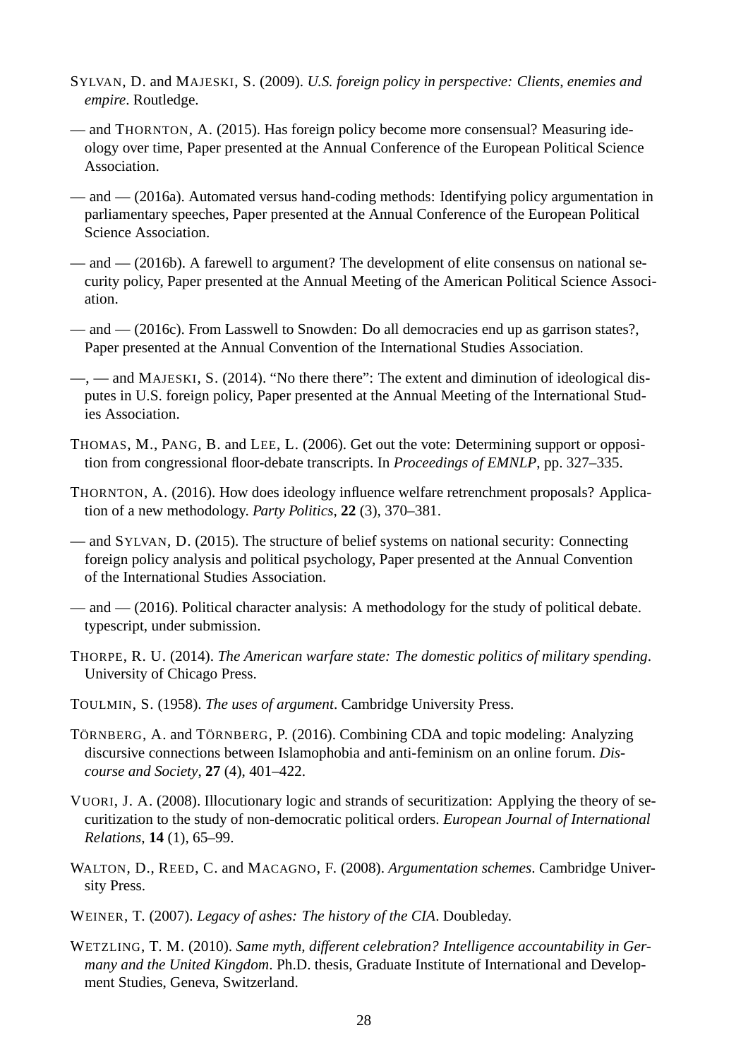Sylvan, D. and Majeski, S. (2009). *U.S. foreign policy in perspective: Clients, enemies and empire*. Routledge.

— and Thornton, A. (2015). Has foreign policy become more consensual? Measuring ideology over time, Paper presented at the Annual Conference of the European Political Science Association.

— and — (2016a). Automated versus hand-coding methods: Identifying policy argumentation in parliamentary speeches, Paper presented at the Annual Conference of the European Political Science Association.

— and — (2016b). A farewell to argument? The development of elite consensus on national security policy, Paper presented at the Annual Meeting of the American Political Science Association.

— and — (2016c). From Lasswell to Snowden: Do all democracies end up as garrison states?, Paper presented at the Annual Convention of the International Studies Association.

—, — and Majeski, S. (2014). “No there there”: The extent and diminution of ideological disputes in U.S. foreign policy, Paper presented at the Annual Meeting of the International Studies Association.

Thomas, M., Pang, B. and Lee, L. (2006). Get out the vote: Determining support or opposition from congressional floor-debate transcripts. In *Proceedings of EMNLP*, pp. 327–335.

Thornton, A. (2016). How does ideology influence welfare retrenchment proposals? Application of a new methodology. *Party Politics*, **22** (3), 370–381.

— and Sylvan, D. (2015). The structure of belief systems on national security: Connecting foreign policy analysis and political psychology, Paper presented at the Annual Convention of the International Studies Association.

— and — (2016). Political character analysis: A methodology for the study of political debate. typescript, under submission.

Thorpe, R. U. (2014). *The American warfare state: The domestic politics of military spending*. University of Chicago Press.

Toulmin, S. (1958). *The uses of argument*. Cambridge University Press.

Törnberg, A. and Törnberg, P. (2016). Combining CDA and topic modeling: Analyzing discursive connections between Islamophobia and anti-feminism on an online forum. *Discourse and Society*, **27** (4), 401–422.

Vuori, J. A. (2008). Illocutionary logic and strands of securitization: Applying the theory of securitization to the study of non-democratic political orders. *European Journal of International Relations*, **14** (1), 65–99.

Walton, D., Reed, C. and Macagno, F. (2008). *Argumentation schemes*. Cambridge University Press.

Weiner, T. (2007). *Legacy of ashes: The history of the CIA*. Doubleday.

Wetzling, T. M. (2010). *Same myth, different celebration? Intelligence accountability in Germany and the United Kingdom*. Ph.D. thesis, Graduate Institute of International and Development Studies, Geneva, Switzerland.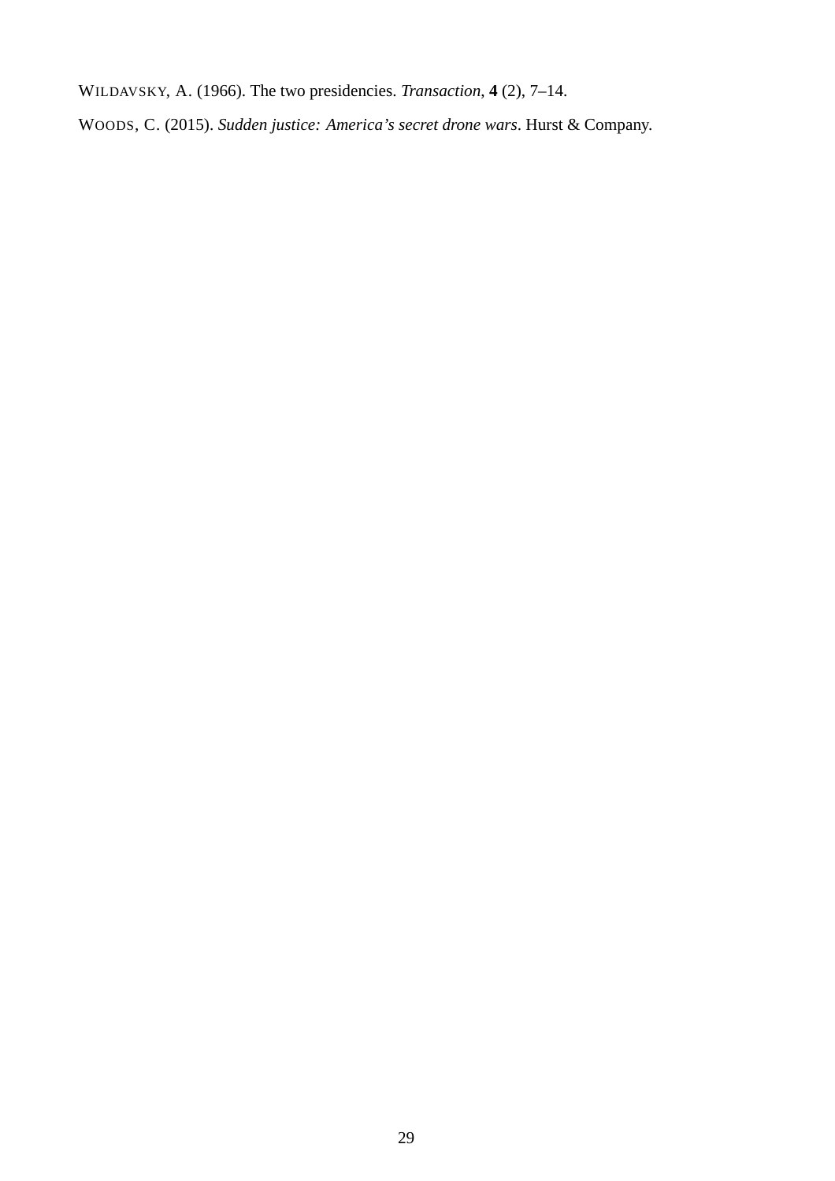WILDAVSKY, A. (1966). The two presidencies. *Transaction*, **4** (2), 7–14.

WOODS, C. (2015). *Sudden justice: America's secret drone wars*. Hurst & Company.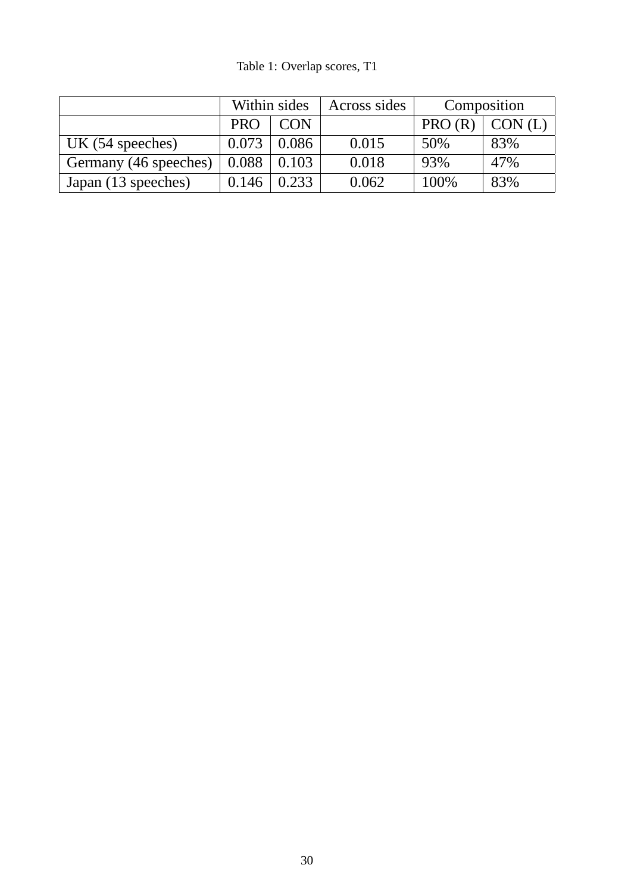Table 1: Overlap scores, T1

| | Within sides | | Across sides | Composition | |
|---|---|---|---|---|---|
| | PRO | CON | | PRO (R) | CON (L) |
| UK (54 speeches) | 0.073 | 0.086 | 0.015 | 50% | 83% |
| Germany (46 speeches) | 0.088 | 0.103 | 0.018 | 93% | 47% |
| Japan (13 speeches) | 0.146 | 0.233 | 0.062 | 100% | 83% |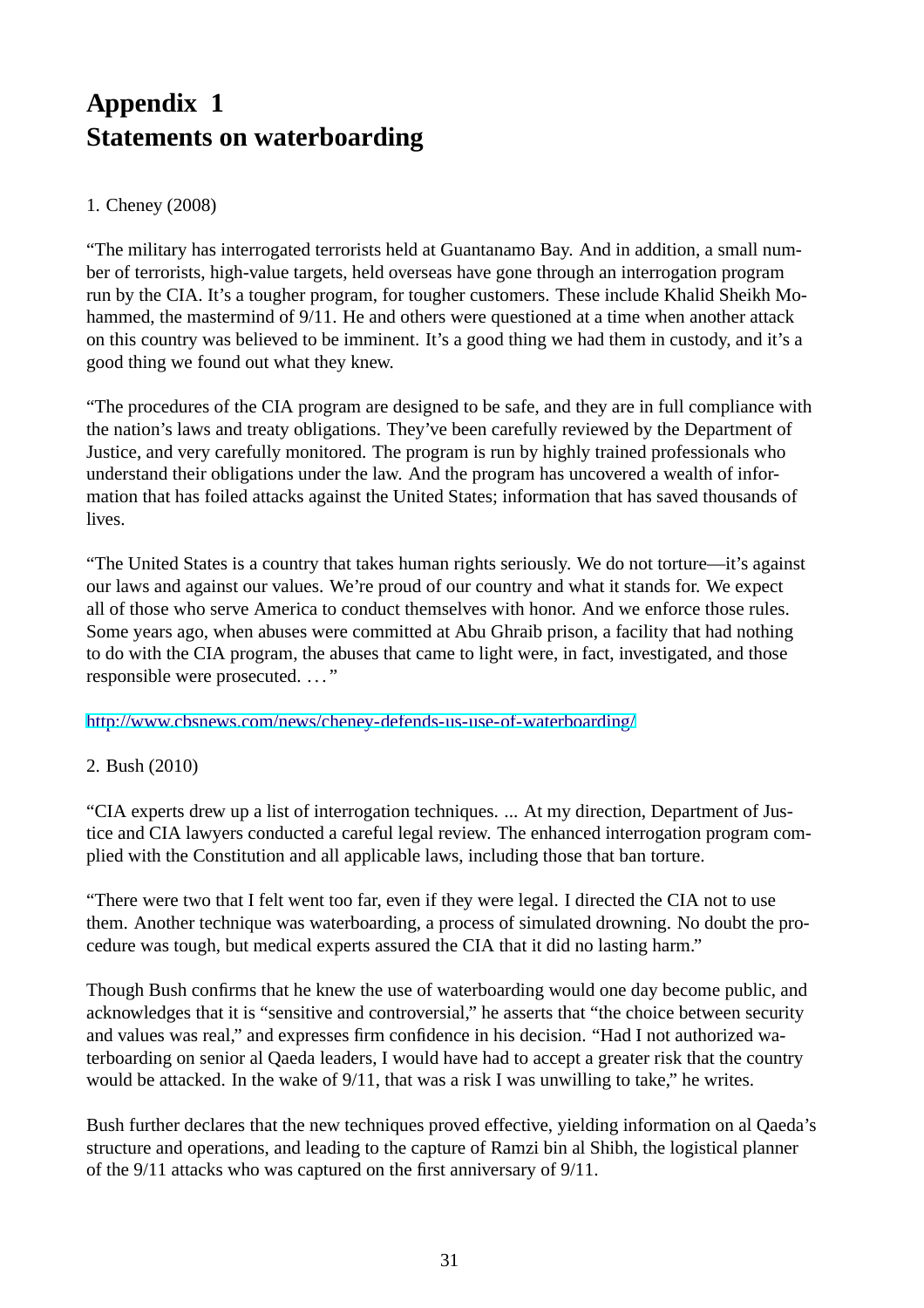# Appendix 1
# Statements on waterboarding

1. Cheney (2008)

"The military has interrogated terrorists held at Guantanamo Bay. And in addition, a small number of terrorists, high-value targets, held overseas have gone through an interrogation program run by the CIA. It's a tougher program, for tougher customers. These include Khalid Sheikh Mohammed, the mastermind of 9/11. He and others were questioned at a time when another attack on this country was believed to be imminent. It's a good thing we had them in custody, and it's a good thing we found out what they knew.

"The procedures of the CIA program are designed to be safe, and they are in full compliance with the nation's laws and treaty obligations. They've been carefully reviewed by the Department of Justice, and very carefully monitored. The program is run by highly trained professionals who understand their obligations under the law. And the program has uncovered a wealth of information that has foiled attacks against the United States; information that has saved thousands of lives.

"The United States is a country that takes human rights seriously. We do not torture—it's against our laws and against our values. We're proud of our country and what it stands for. We expect all of those who serve America to conduct themselves with honor. And we enforce those rules. Some years ago, when abuses were committed at Abu Ghraib prison, a facility that had nothing to do with the CIA program, the abuses that came to light were, in fact, investigated, and those responsible were prosecuted. . . . "

http://www.cbsnews.com/news/cheney-defends-us-use-of-waterboarding/

2. Bush (2010)

"CIA experts drew up a list of interrogation techniques. ... At my direction, Department of Justice and CIA lawyers conducted a careful legal review. The enhanced interrogation program complied with the Constitution and all applicable laws, including those that ban torture.

"There were two that I felt went too far, even if they were legal. I directed the CIA not to use them. Another technique was waterboarding, a process of simulated drowning. No doubt the procedure was tough, but medical experts assured the CIA that it did no lasting harm."

Though Bush confirms that he knew the use of waterboarding would one day become public, and acknowledges that it is "sensitive and controversial," he asserts that "the choice between security and values was real," and expresses firm confidence in his decision. "Had I not authorized waterboarding on senior al Qaeda leaders, I would have had to accept a greater risk that the country would be attacked. In the wake of 9/11, that was a risk I was unwilling to take," he writes.

Bush further declares that the new techniques proved effective, yielding information on al Qaeda's structure and operations, and leading to the capture of Ramzi bin al Shibh, the logistical planner of the 9/11 attacks who was captured on the first anniversary of 9/11.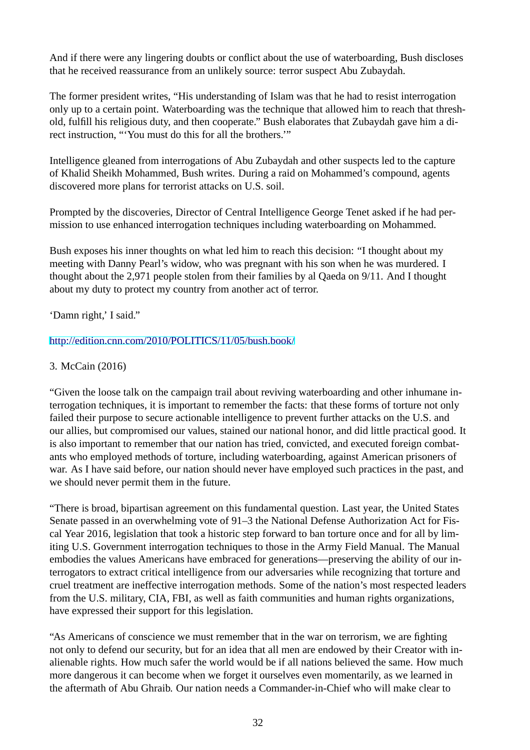And if there were any lingering doubts or conflict about the use of waterboarding, Bush discloses that he received reassurance from an unlikely source: terror suspect Abu Zubaydah.

The former president writes, "His understanding of Islam was that he had to resist interrogation only up to a certain point. Waterboarding was the technique that allowed him to reach that threshold, fulfill his religious duty, and then cooperate." Bush elaborates that Zubaydah gave him a direct instruction, "'You must do this for all the brothers.'"

Intelligence gleaned from interrogations of Abu Zubaydah and other suspects led to the capture of Khalid Sheikh Mohammed, Bush writes. During a raid on Mohammed's compound, agents discovered more plans for terrorist attacks on U.S. soil.

Prompted by the discoveries, Director of Central Intelligence George Tenet asked if he had permission to use enhanced interrogation techniques including waterboarding on Mohammed.

Bush exposes his inner thoughts on what led him to reach this decision: "I thought about my meeting with Danny Pearl's widow, who was pregnant with his son when he was murdered. I thought about the 2,971 people stolen from their families by al Qaeda on 9/11. And I thought about my duty to protect my country from another act of terror.

'Damn right,' I said."

http://edition.cnn.com/2010/POLITICS/11/05/bush.book/

3. McCain (2016)

"Given the loose talk on the campaign trail about reviving waterboarding and other inhumane interrogation techniques, it is important to remember the facts: that these forms of torture not only failed their purpose to secure actionable intelligence to prevent further attacks on the U.S. and our allies, but compromised our values, stained our national honor, and did little practical good. It is also important to remember that our nation has tried, convicted, and executed foreign combatants who employed methods of torture, including waterboarding, against American prisoners of war. As I have said before, our nation should never have employed such practices in the past, and we should never permit them in the future.

"There is broad, bipartisan agreement on this fundamental question. Last year, the United States Senate passed in an overwhelming vote of 91–3 the National Defense Authorization Act for Fiscal Year 2016, legislation that took a historic step forward to ban torture once and for all by limiting U.S. Government interrogation techniques to those in the Army Field Manual. The Manual embodies the values Americans have embraced for generations—preserving the ability of our interrogators to extract critical intelligence from our adversaries while recognizing that torture and cruel treatment are ineffective interrogation methods. Some of the nation's most respected leaders from the U.S. military, CIA, FBI, as well as faith communities and human rights organizations, have expressed their support for this legislation.

"As Americans of conscience we must remember that in the war on terrorism, we are fighting not only to defend our security, but for an idea that all men are endowed by their Creator with inalienable rights. How much safer the world would be if all nations believed the same. How much more dangerous it can become when we forget it ourselves even momentarily, as we learned in the aftermath of Abu Ghraib. Our nation needs a Commander-in-Chief who will make clear to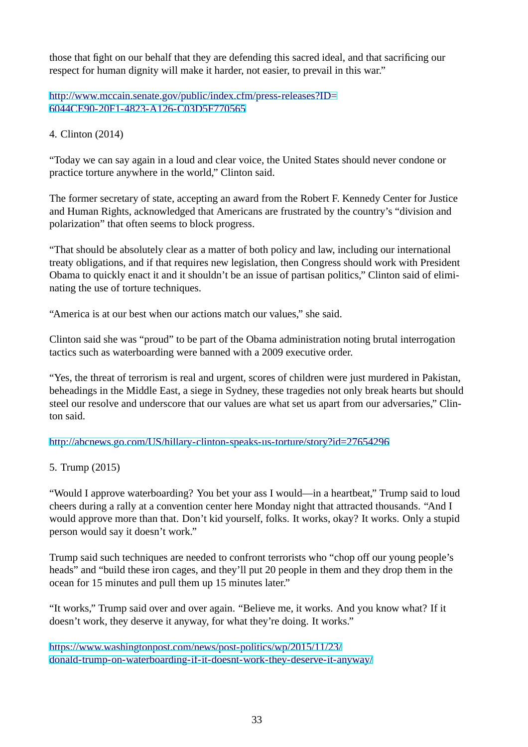those that fight on our behalf that they are defending this sacred ideal, and that sacrificing our respect for human dignity will make it harder, not easier, to prevail in this war."

http://www.mccain.senate.gov/public/index.cfm/press-releases?ID=6044CE90-20F1-4823-A126-C03D5F770565

4. Clinton (2014)

"Today we can say again in a loud and clear voice, the United States should never condone or practice torture anywhere in the world," Clinton said.

The former secretary of state, accepting an award from the Robert F. Kennedy Center for Justice and Human Rights, acknowledged that Americans are frustrated by the country's "division and polarization" that often seems to block progress.

"That should be absolutely clear as a matter of both policy and law, including our international treaty obligations, and if that requires new legislation, then Congress should work with President Obama to quickly enact it and it shouldn't be an issue of partisan politics," Clinton said of eliminating the use of torture techniques.

"America is at our best when our actions match our values," she said.

Clinton said she was "proud" to be part of the Obama administration noting brutal interrogation tactics such as waterboarding were banned with a 2009 executive order.

"Yes, the threat of terrorism is real and urgent, scores of children were just murdered in Pakistan, beheadings in the Middle East, a siege in Sydney, these tragedies not only break hearts but should steel our resolve and underscore that our values are what set us apart from our adversaries," Clinton said.

http://abcnews.go.com/US/hillary-clinton-speaks-us-torture/story?id=27654296

5. Trump (2015)

"Would I approve waterboarding? You bet your ass I would—in a heartbeat," Trump said to loud cheers during a rally at a convention center here Monday night that attracted thousands. "And I would approve more than that. Don't kid yourself, folks. It works, okay? It works. Only a stupid person would say it doesn't work."

Trump said such techniques are needed to confront terrorists who "chop off our young people's heads" and "build these iron cages, and they'll put 20 people in them and they drop them in the ocean for 15 minutes and pull them up 15 minutes later."

"It works," Trump said over and over again. "Believe me, it works. And you know what? If it doesn't work, they deserve it anyway, for what they're doing. It works."

https://www.washingtonpost.com/news/post-politics/wp/2015/11/23/donald-trump-on-waterboarding-if-it-doesnt-work-they-deserve-it-anyway/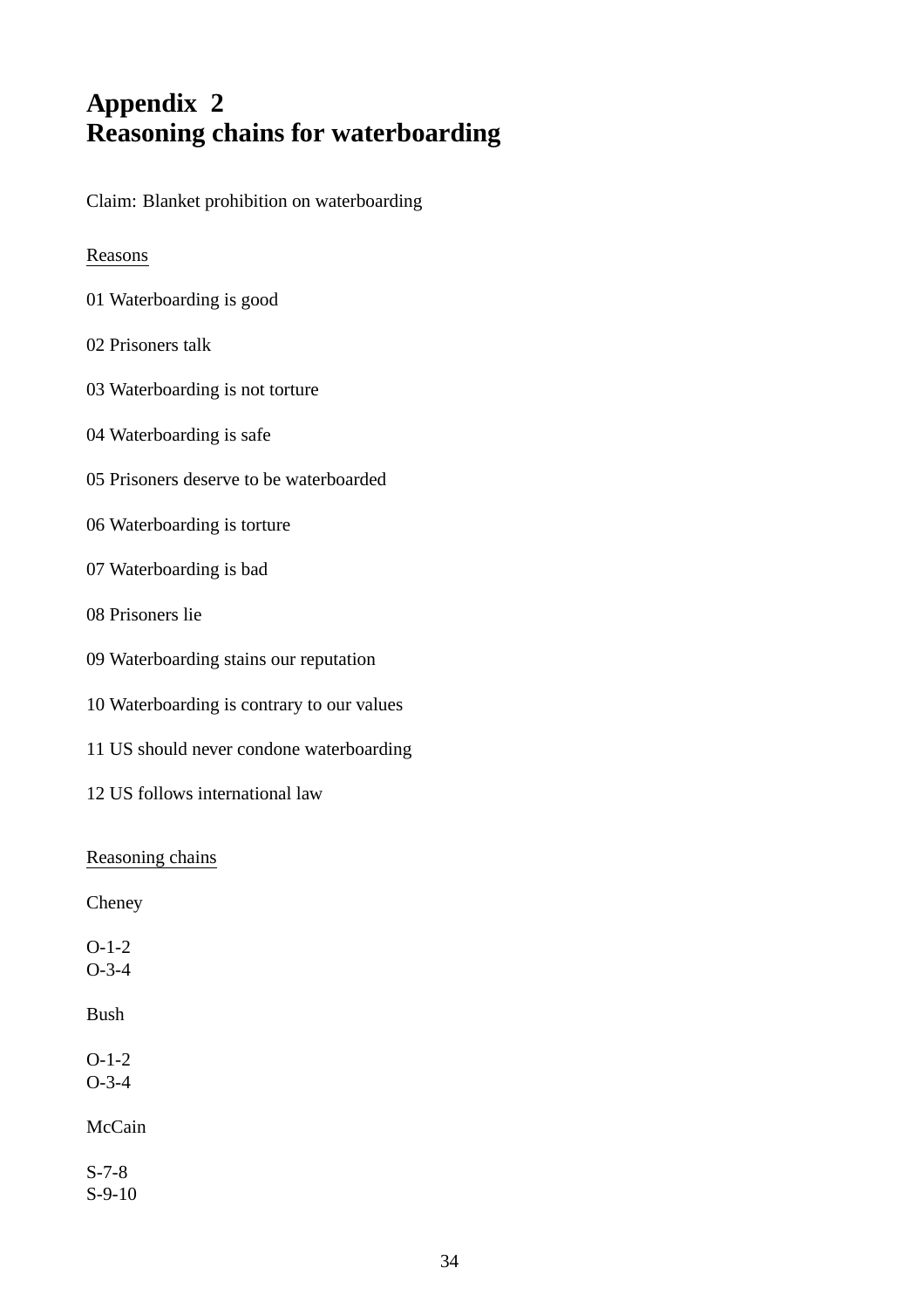# Appendix 2
# Reasoning chains for waterboarding

Claim: Blanket prohibition on waterboarding

<u>Reasons</u>

01 Waterboarding is good

02 Prisoners talk

03 Waterboarding is not torture

04 Waterboarding is safe

05 Prisoners deserve to be waterboarded

06 Waterboarding is torture

07 Waterboarding is bad

08 Prisoners lie

09 Waterboarding stains our reputation

10 Waterboarding is contrary to our values

11 US should never condone waterboarding

12 US follows international law

<u>Reasoning chains</u>

Cheney

O-1-2
O-3-4

Bush

O-1-2
O-3-4

McCain

S-7-8
S-9-10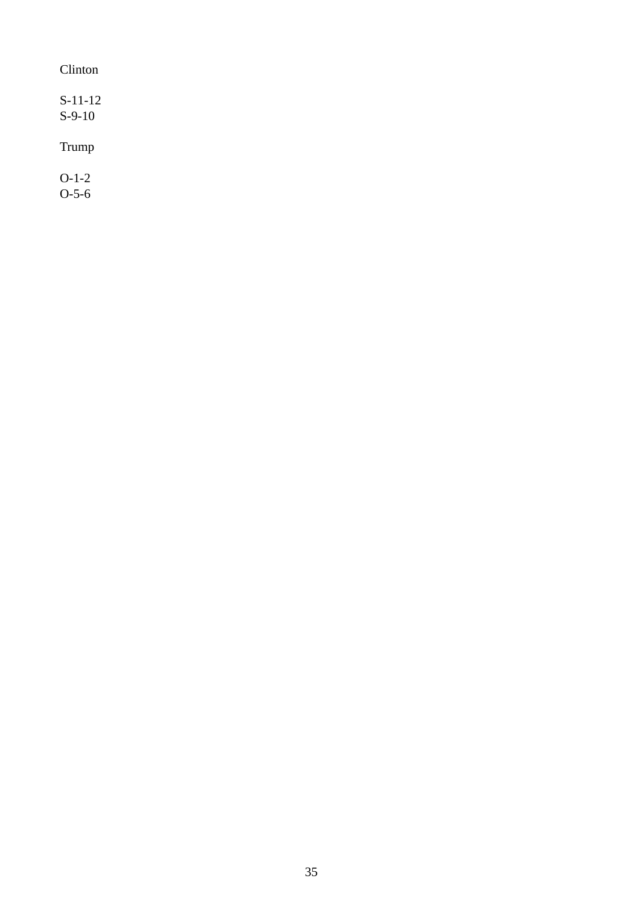Clinton

S-11-12
S-9-10

Trump

O-1-2
O-5-6